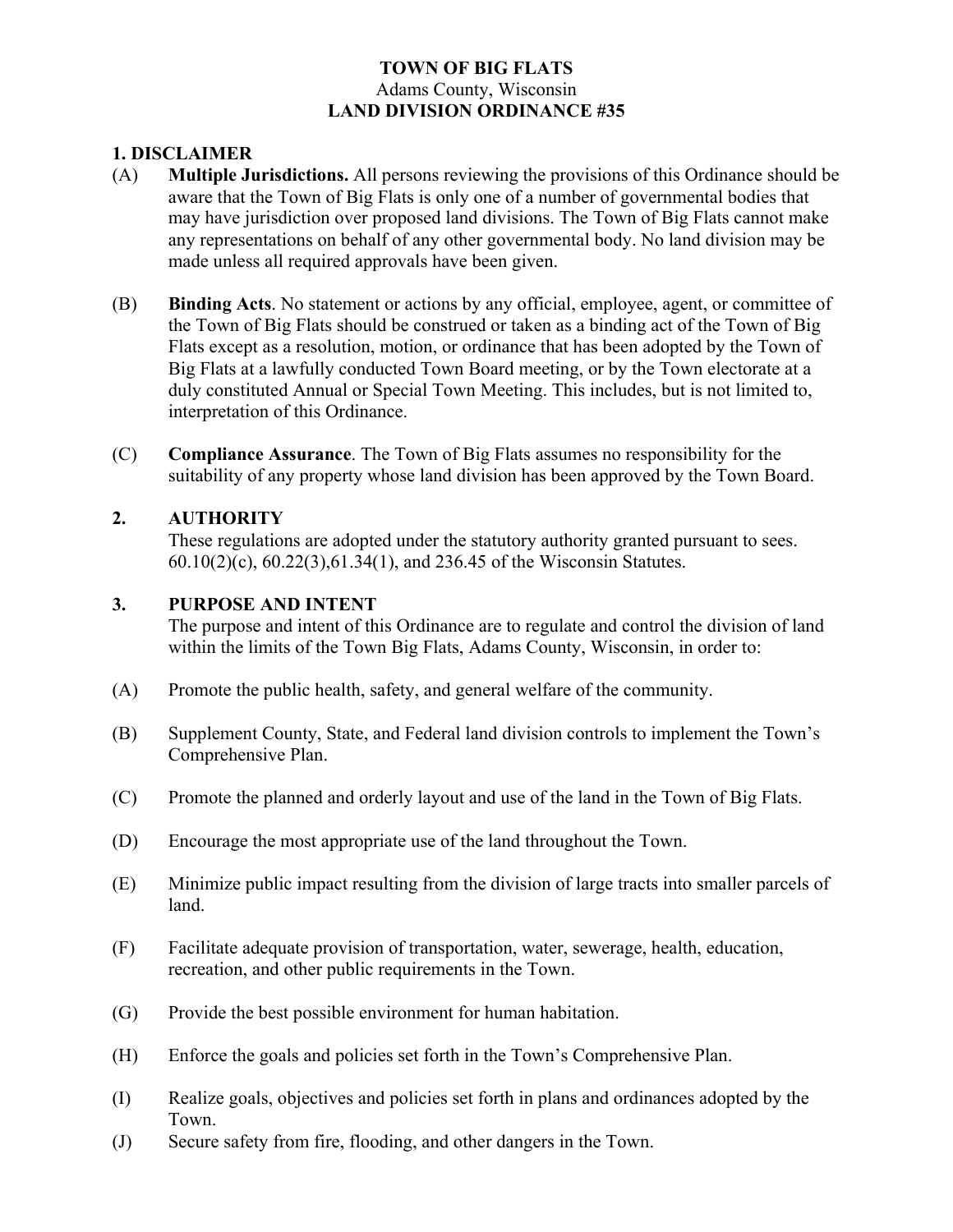# TOWN OF BIG FLATS

Adams County, Wisconsin

## LAND DIVISION ORDINANCE #35

## 1. DISCLAIMER

(A) **Multiple Jurisdictions.** All persons reviewing the provisions of this Ordinance should be aware that the Town of Big Flats is only one of a number of governmental bodies that may have jurisdiction over proposed land divisions. The Town of Big Flats cannot make any representations on behalf of any other governmental body. No land division may be made unless all required approvals have been given.

(B) **Binding Acts**. No statement or actions by any official, employee, agent, or committee of the Town of Big Flats should be construed or taken as a binding act of the Town of Big Flats except as a resolution, motion, or ordinance that has been adopted by the Town of Big Flats at a lawfully conducted Town Board meeting, or by the Town electorate at a duly constituted Annual or Special Town Meeting. This includes, but is not limited to, interpretation of this Ordinance.

(C) **Compliance Assurance**. The Town of Big Flats assumes no responsibility for the suitability of any property whose land division has been approved by the Town Board.

## 2. AUTHORITY

These regulations are adopted under the statutory authority granted pursuant to sees. 60.10(2)(c), 60.22(3),61.34(1), and 236.45 of the Wisconsin Statutes.

## 3. PURPOSE AND INTENT

The purpose and intent of this Ordinance are to regulate and control the division of land within the limits of the Town Big Flats, Adams County, Wisconsin, in order to:

(A) Promote the public health, safety, and general welfare of the community.

(B) Supplement County, State, and Federal land division controls to implement the Town's Comprehensive Plan.

(C) Promote the planned and orderly layout and use of the land in the Town of Big Flats.

(D) Encourage the most appropriate use of the land throughout the Town.

(E) Minimize public impact resulting from the division of large tracts into smaller parcels of land.

(F) Facilitate adequate provision of transportation, water, sewerage, health, education, recreation, and other public requirements in the Town.

(G) Provide the best possible environment for human habitation.

(H) Enforce the goals and policies set forth in the Town's Comprehensive Plan.

(I) Realize goals, objectives and policies set forth in plans and ordinances adopted by the Town.

(J) Secure safety from fire, flooding, and other dangers in the Town.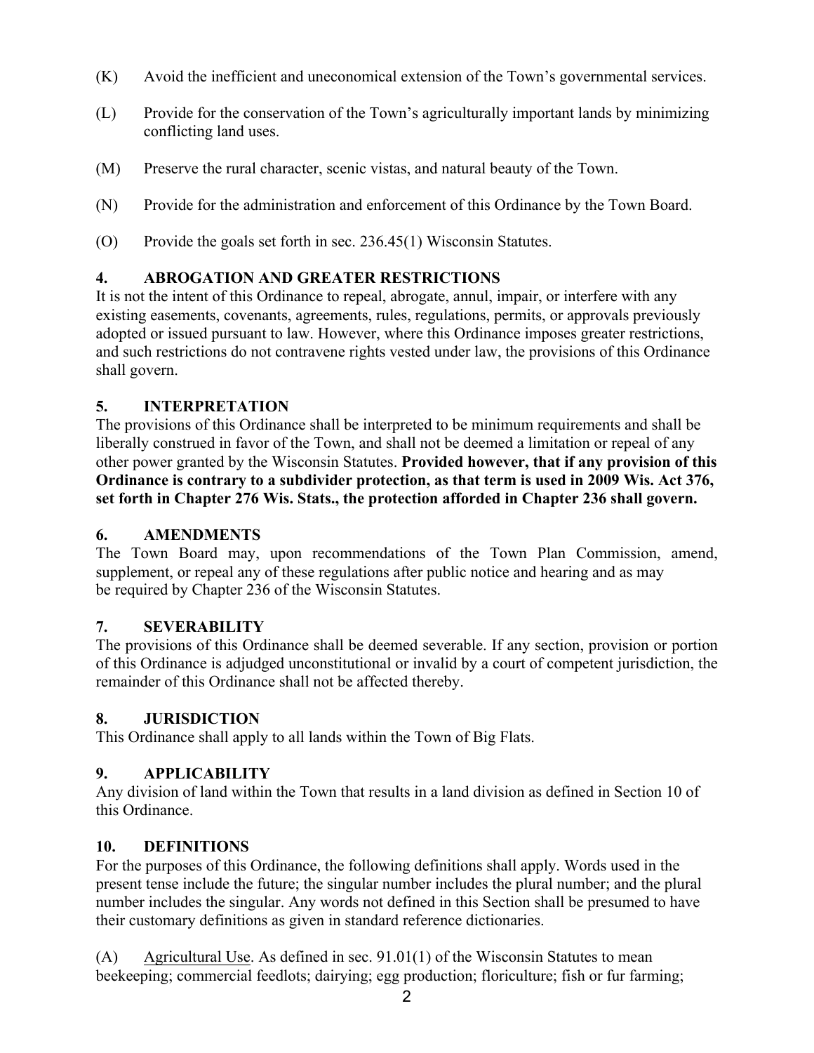(K) Avoid the inefficient and uneconomical extension of the Town's governmental services.

(L) Provide for the conservation of the Town's agriculturally important lands by minimizing conflicting land uses.

(M) Preserve the rural character, scenic vistas, and natural beauty of the Town.

(N) Provide for the administration and enforcement of this Ordinance by the Town Board.

(O) Provide the goals set forth in sec. 236.45(1) Wisconsin Statutes.

## 4. ABROGATION AND GREATER RESTRICTIONS

It is not the intent of this Ordinance to repeal, abrogate, annul, impair, or interfere with any existing easements, covenants, agreements, rules, regulations, permits, or approvals previously adopted or issued pursuant to law. However, where this Ordinance imposes greater restrictions, and such restrictions do not contravene rights vested under law, the provisions of this Ordinance shall govern.

## 5. INTERPRETATION

The provisions of this Ordinance shall be interpreted to be minimum requirements and shall be liberally construed in favor of the Town, and shall not be deemed a limitation or repeal of any other power granted by the Wisconsin Statutes. **Provided however, that if any provision of this Ordinance is contrary to a subdivider protection, as that term is used in 2009 Wis. Act 376, set forth in Chapter 276 Wis. Stats., the protection afforded in Chapter 236 shall govern.**

## 6. AMENDMENTS

The Town Board may, upon recommendations of the Town Plan Commission, amend, supplement, or repeal any of these regulations after public notice and hearing and as may be required by Chapter 236 of the Wisconsin Statutes.

## 7. SEVERABILITY

The provisions of this Ordinance shall be deemed severable. If any section, provision or portion of this Ordinance is adjudged unconstitutional or invalid by a court of competent jurisdiction, the remainder of this Ordinance shall not be affected thereby.

## 8. JURISDICTION

This Ordinance shall apply to all lands within the Town of Big Flats.

## 9. APPLICABILITY

Any division of land within the Town that results in a land division as defined in Section 10 of this Ordinance.

## 10. DEFINITIONS

For the purposes of this Ordinance, the following definitions shall apply. Words used in the present tense include the future; the singular number includes the plural number; and the plural number includes the singular. Any words not defined in this Section shall be presumed to have their customary definitions as given in standard reference dictionaries.

(A) Agricultural Use. As defined in sec. 91.01(1) of the Wisconsin Statutes to mean beekeeping; commercial feedlots; dairying; egg production; floriculture; fish or fur farming;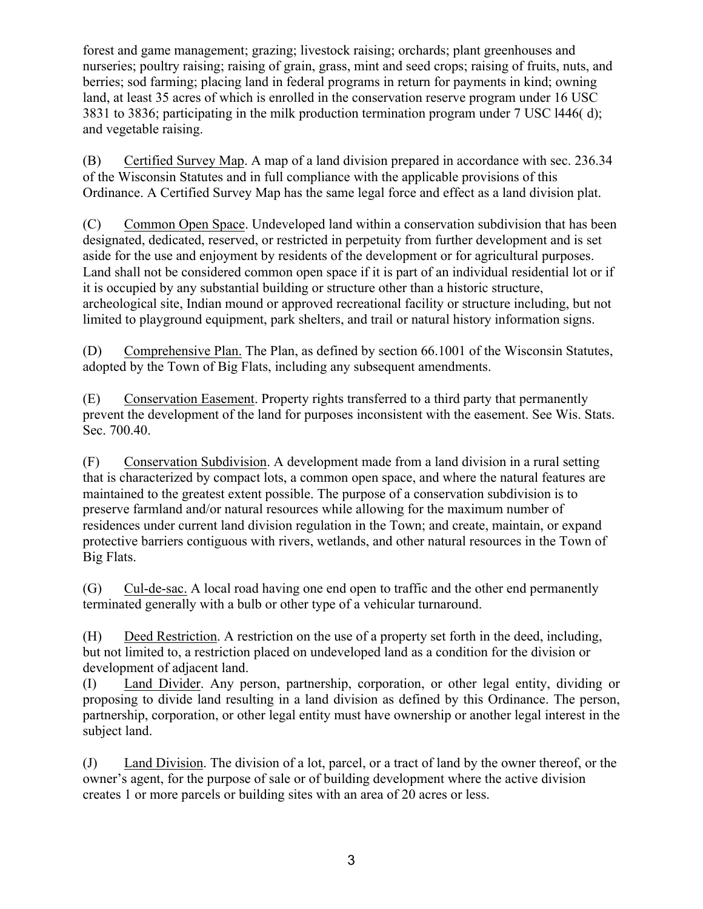forest and game management; grazing; livestock raising; orchards; plant greenhouses and nurseries; poultry raising; raising of grain, grass, mint and seed crops; raising of fruits, nuts, and berries; sod farming; placing land in federal programs in return for payments in kind; owning land, at least 35 acres of which is enrolled in the conservation reserve program under 16 USC 3831 to 3836; participating in the milk production termination program under 7 USC l446( d); and vegetable raising.

(B) Certified Survey Map. A map of a land division prepared in accordance with sec. 236.34 of the Wisconsin Statutes and in full compliance with the applicable provisions of this Ordinance. A Certified Survey Map has the same legal force and effect as a land division plat.

(C) Common Open Space. Undeveloped land within a conservation subdivision that has been designated, dedicated, reserved, or restricted in perpetuity from further development and is set aside for the use and enjoyment by residents of the development or for agricultural purposes. Land shall not be considered common open space if it is part of an individual residential lot or if it is occupied by any substantial building or structure other than a historic structure, archeological site, Indian mound or approved recreational facility or structure including, but not limited to playground equipment, park shelters, and trail or natural history information signs.

(D) Comprehensive Plan. The Plan, as defined by section 66.1001 of the Wisconsin Statutes, adopted by the Town of Big Flats, including any subsequent amendments.

(E) Conservation Easement. Property rights transferred to a third party that permanently prevent the development of the land for purposes inconsistent with the easement. See Wis. Stats. Sec. 700.40.

(F) Conservation Subdivision. A development made from a land division in a rural setting that is characterized by compact lots, a common open space, and where the natural features are maintained to the greatest extent possible. The purpose of a conservation subdivision is to preserve farmland and/or natural resources while allowing for the maximum number of residences under current land division regulation in the Town; and create, maintain, or expand protective barriers contiguous with rivers, wetlands, and other natural resources in the Town of Big Flats.

(G) Cul-de-sac. A local road having one end open to traffic and the other end permanently terminated generally with a bulb or other type of a vehicular turnaround.

(H) Deed Restriction. A restriction on the use of a property set forth in the deed, including, but not limited to, a restriction placed on undeveloped land as a condition for the division or development of adjacent land.

(I) Land Divider. Any person, partnership, corporation, or other legal entity, dividing or proposing to divide land resulting in a land division as defined by this Ordinance. The person, partnership, corporation, or other legal entity must have ownership or another legal interest in the subject land.

(J) Land Division. The division of a lot, parcel, or a tract of land by the owner thereof, or the owner's agent, for the purpose of sale or of building development where the active division creates 1 or more parcels or building sites with an area of 20 acres or less.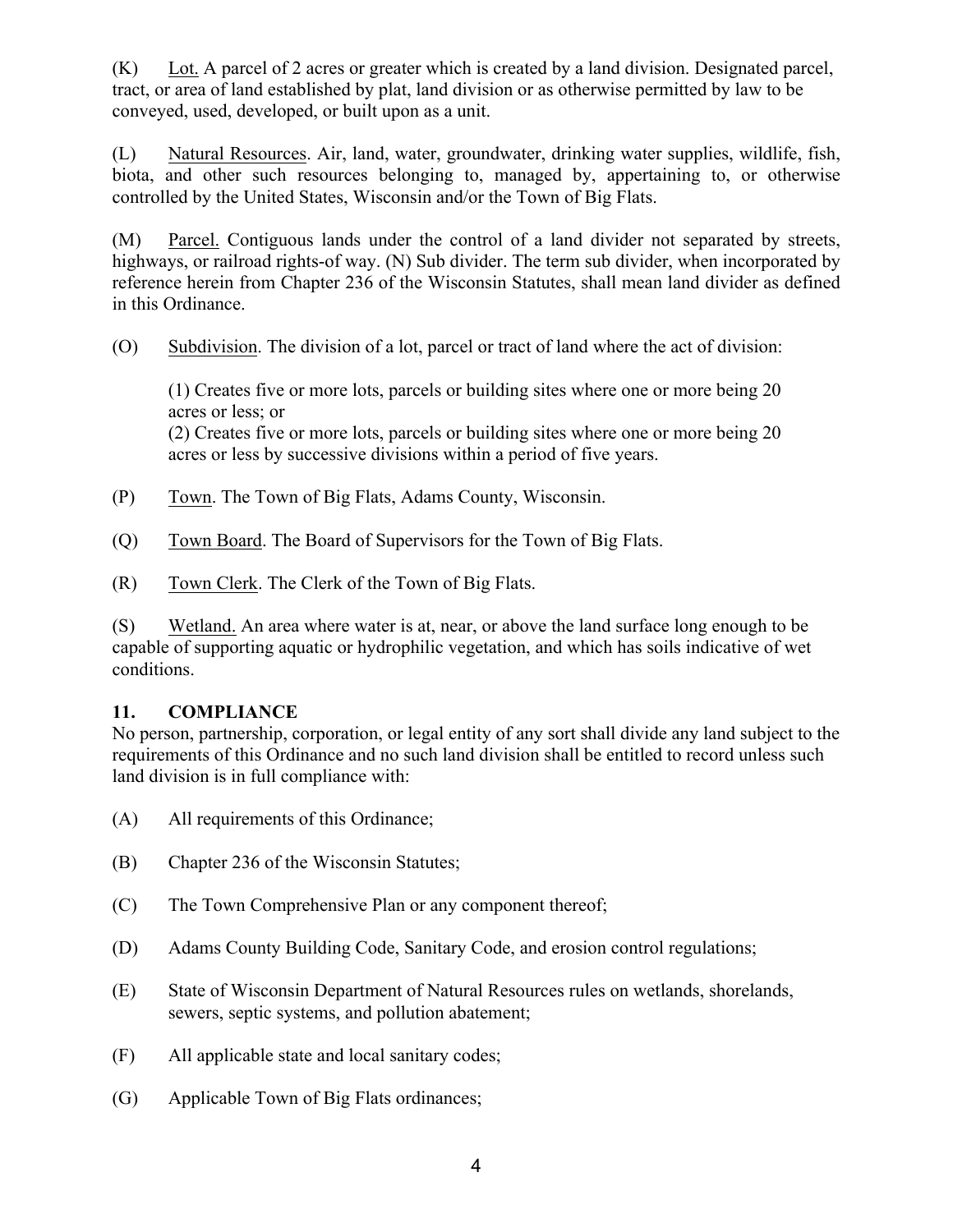(K) Lot. A parcel of 2 acres or greater which is created by a land division. Designated parcel, tract, or area of land established by plat, land division or as otherwise permitted by law to be conveyed, used, developed, or built upon as a unit.

(L) Natural Resources. Air, land, water, groundwater, drinking water supplies, wildlife, fish, biota, and other such resources belonging to, managed by, appertaining to, or otherwise controlled by the United States, Wisconsin and/or the Town of Big Flats.

(M) Parcel. Contiguous lands under the control of a land divider not separated by streets, highways, or railroad rights-of way. (N) Sub divider. The term sub divider, when incorporated by reference herein from Chapter 236 of the Wisconsin Statutes, shall mean land divider as defined in this Ordinance.

(O) Subdivision. The division of a lot, parcel or tract of land where the act of division:

(1) Creates five or more lots, parcels or building sites where one or more being 20 acres or less; or
(2) Creates five or more lots, parcels or building sites where one or more being 20 acres or less by successive divisions within a period of five years.

(P) Town. The Town of Big Flats, Adams County, Wisconsin.

(Q) Town Board. The Board of Supervisors for the Town of Big Flats.

(R) Town Clerk. The Clerk of the Town of Big Flats.

(S) Wetland. An area where water is at, near, or above the land surface long enough to be capable of supporting aquatic or hydrophilic vegetation, and which has soils indicative of wet conditions.

## 11. COMPLIANCE

No person, partnership, corporation, or legal entity of any sort shall divide any land subject to the requirements of this Ordinance and no such land division shall be entitled to record unless such land division is in full compliance with:

(A) All requirements of this Ordinance;

(B) Chapter 236 of the Wisconsin Statutes;

(C) The Town Comprehensive Plan or any component thereof;

(D) Adams County Building Code, Sanitary Code, and erosion control regulations;

(E) State of Wisconsin Department of Natural Resources rules on wetlands, shorelands, sewers, septic systems, and pollution abatement;

(F) All applicable state and local sanitary codes;

(G) Applicable Town of Big Flats ordinances;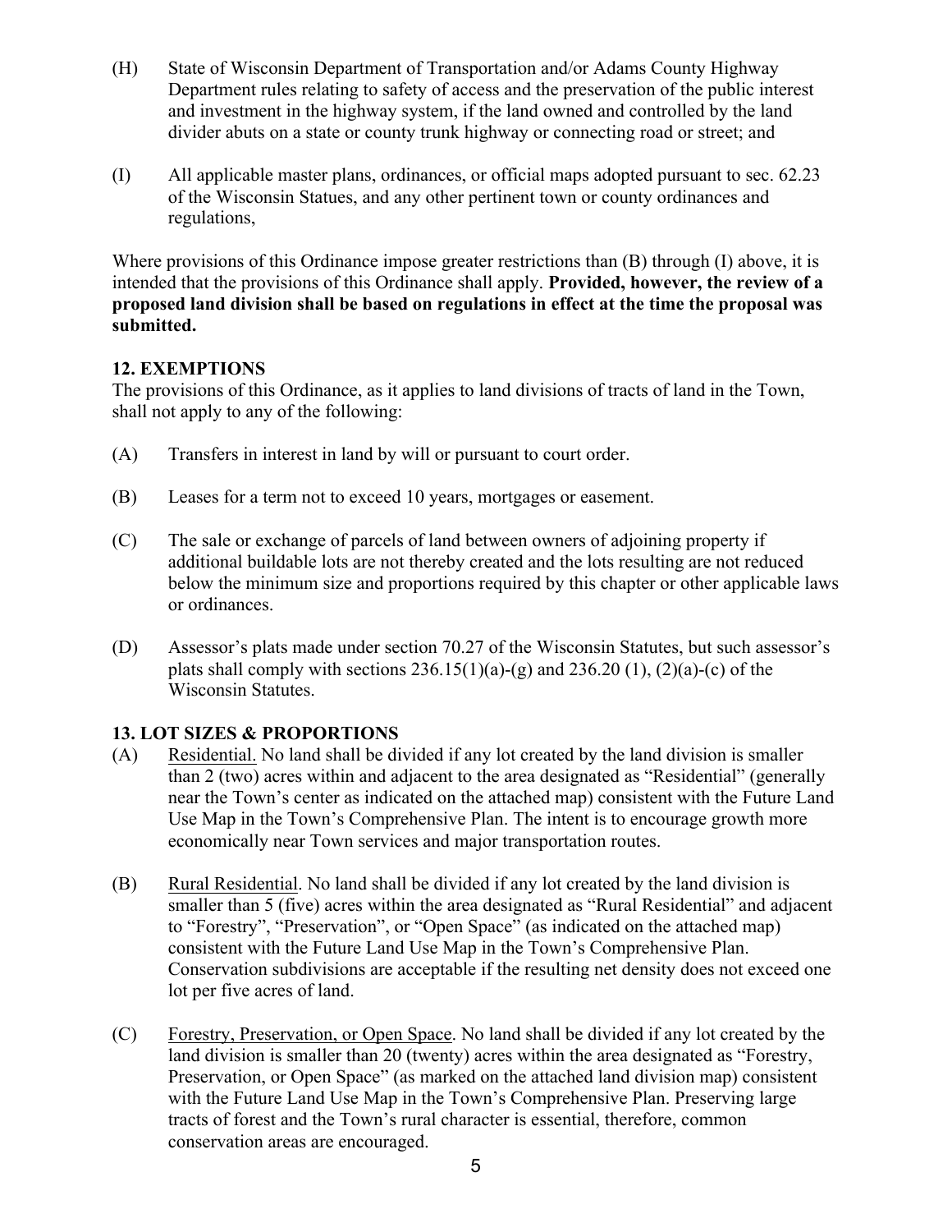(H) State of Wisconsin Department of Transportation and/or Adams County Highway Department rules relating to safety of access and the preservation of the public interest and investment in the highway system, if the land owned and controlled by the land divider abuts on a state or county trunk highway or connecting road or street; and

(I) All applicable master plans, ordinances, or official maps adopted pursuant to sec. 62.23 of the Wisconsin Statues, and any other pertinent town or county ordinances and regulations,

Where provisions of this Ordinance impose greater restrictions than (B) through (I) above, it is intended that the provisions of this Ordinance shall apply. **Provided, however, the review of a proposed land division shall be based on regulations in effect at the time the proposal was submitted.**

## 12. EXEMPTIONS

The provisions of this Ordinance, as it applies to land divisions of tracts of land in the Town, shall not apply to any of the following:

(A) Transfers in interest in land by will or pursuant to court order.

(B) Leases for a term not to exceed 10 years, mortgages or easement.

(C) The sale or exchange of parcels of land between owners of adjoining property if additional buildable lots are not thereby created and the lots resulting are not reduced below the minimum size and proportions required by this chapter or other applicable laws or ordinances.

(D) Assessor's plats made under section 70.27 of the Wisconsin Statutes, but such assessor's plats shall comply with sections 236.15(1)(a)-(g) and 236.20 (1), (2)(a)-(c) of the Wisconsin Statutes.

## 13. LOT SIZES & PROPORTIONS

(A) Residential. No land shall be divided if any lot created by the land division is smaller than 2 (two) acres within and adjacent to the area designated as "Residential" (generally near the Town's center as indicated on the attached map) consistent with the Future Land Use Map in the Town's Comprehensive Plan. The intent is to encourage growth more economically near Town services and major transportation routes.

(B) Rural Residential. No land shall be divided if any lot created by the land division is smaller than 5 (five) acres within the area designated as "Rural Residential" and adjacent to "Forestry", "Preservation", or "Open Space" (as indicated on the attached map) consistent with the Future Land Use Map in the Town's Comprehensive Plan. Conservation subdivisions are acceptable if the resulting net density does not exceed one lot per five acres of land.

(C) Forestry, Preservation, or Open Space. No land shall be divided if any lot created by the land division is smaller than 20 (twenty) acres within the area designated as "Forestry, Preservation, or Open Space" (as marked on the attached land division map) consistent with the Future Land Use Map in the Town's Comprehensive Plan. Preserving large tracts of forest and the Town's rural character is essential, therefore, common conservation areas are encouraged.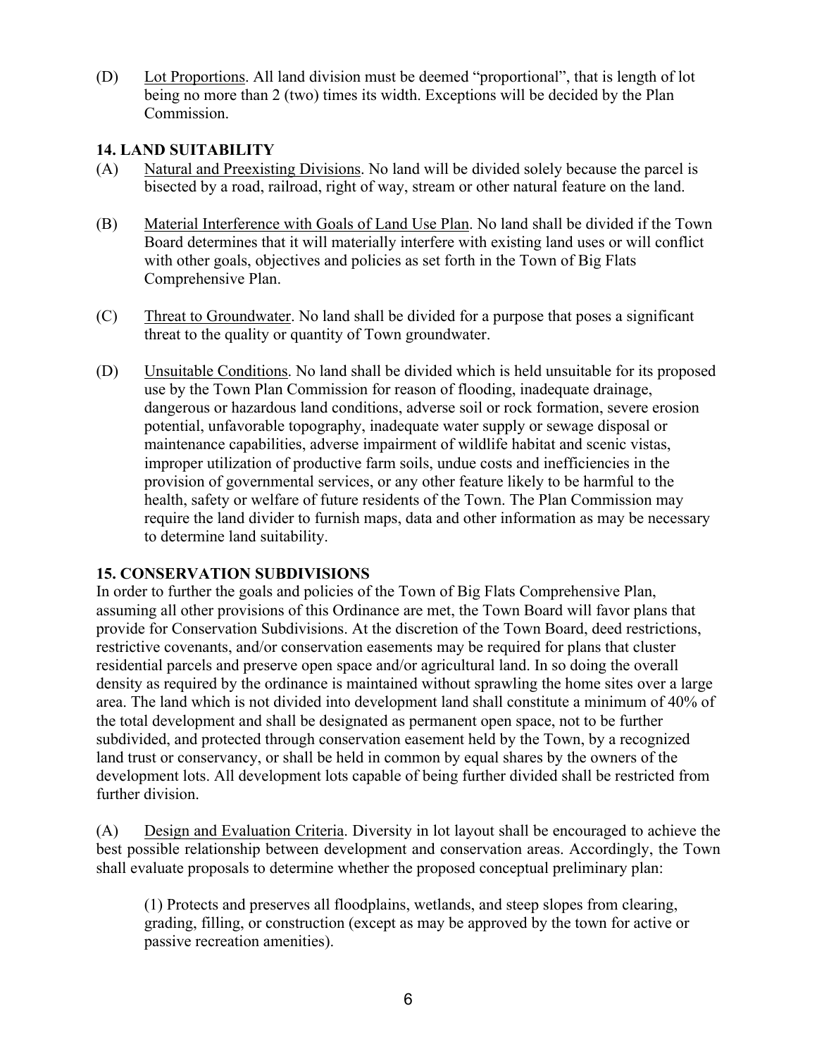(D) Lot Proportions. All land division must be deemed "proportional", that is length of lot being no more than 2 (two) times its width. Exceptions will be decided by the Plan Commission.

## 14. LAND SUITABILITY

(A) Natural and Preexisting Divisions. No land will be divided solely because the parcel is bisected by a road, railroad, right of way, stream or other natural feature on the land.

(B) Material Interference with Goals of Land Use Plan. No land shall be divided if the Town Board determines that it will materially interfere with existing land uses or will conflict with other goals, objectives and policies as set forth in the Town of Big Flats Comprehensive Plan.

(C) Threat to Groundwater. No land shall be divided for a purpose that poses a significant threat to the quality or quantity of Town groundwater.

(D) Unsuitable Conditions. No land shall be divided which is held unsuitable for its proposed use by the Town Plan Commission for reason of flooding, inadequate drainage, dangerous or hazardous land conditions, adverse soil or rock formation, severe erosion potential, unfavorable topography, inadequate water supply or sewage disposal or maintenance capabilities, adverse impairment of wildlife habitat and scenic vistas, improper utilization of productive farm soils, undue costs and inefficiencies in the provision of governmental services, or any other feature likely to be harmful to the health, safety or welfare of future residents of the Town. The Plan Commission may require the land divider to furnish maps, data and other information as may be necessary to determine land suitability.

## 15. CONSERVATION SUBDIVISIONS

In order to further the goals and policies of the Town of Big Flats Comprehensive Plan, assuming all other provisions of this Ordinance are met, the Town Board will favor plans that provide for Conservation Subdivisions. At the discretion of the Town Board, deed restrictions, restrictive covenants, and/or conservation easements may be required for plans that cluster residential parcels and preserve open space and/or agricultural land. In so doing the overall density as required by the ordinance is maintained without sprawling the home sites over a large area. The land which is not divided into development land shall constitute a minimum of 40% of the total development and shall be designated as permanent open space, not to be further subdivided, and protected through conservation easement held by the Town, by a recognized land trust or conservancy, or shall be held in common by equal shares by the owners of the development lots. All development lots capable of being further divided shall be restricted from further division.

(A) Design and Evaluation Criteria. Diversity in lot layout shall be encouraged to achieve the best possible relationship between development and conservation areas. Accordingly, the Town shall evaluate proposals to determine whether the proposed conceptual preliminary plan:

(1) Protects and preserves all floodplains, wetlands, and steep slopes from clearing, grading, filling, or construction (except as may be approved by the town for active or passive recreation amenities).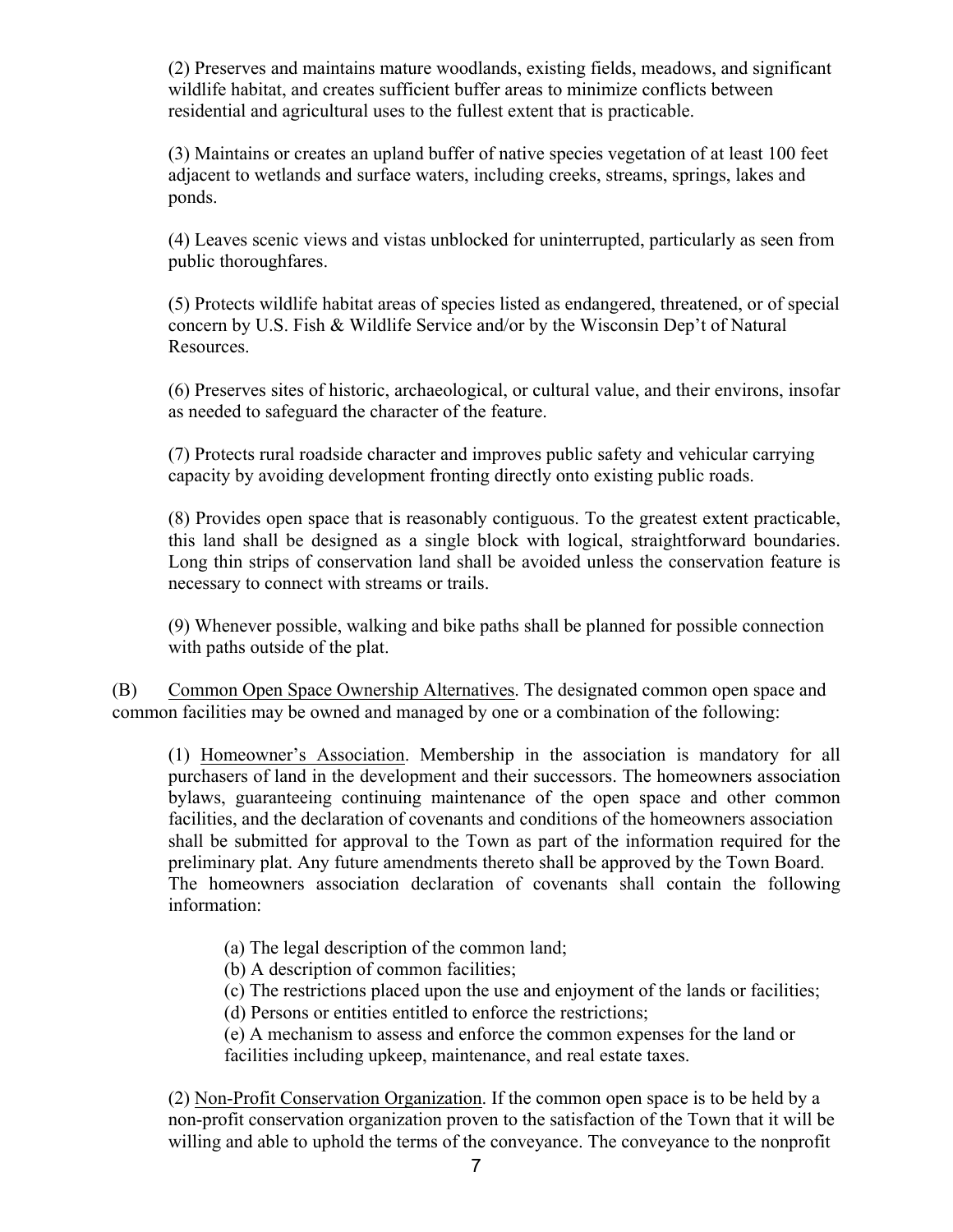(2) Preserves and maintains mature woodlands, existing fields, meadows, and significant wildlife habitat, and creates sufficient buffer areas to minimize conflicts between residential and agricultural uses to the fullest extent that is practicable.

(3) Maintains or creates an upland buffer of native species vegetation of at least 100 feet adjacent to wetlands and surface waters, including creeks, streams, springs, lakes and ponds.

(4) Leaves scenic views and vistas unblocked for uninterrupted, particularly as seen from public thoroughfares.

(5) Protects wildlife habitat areas of species listed as endangered, threatened, or of special concern by U.S. Fish & Wildlife Service and/or by the Wisconsin Dep't of Natural Resources.

(6) Preserves sites of historic, archaeological, or cultural value, and their environs, insofar as needed to safeguard the character of the feature.

(7) Protects rural roadside character and improves public safety and vehicular carrying capacity by avoiding development fronting directly onto existing public roads.

(8) Provides open space that is reasonably contiguous. To the greatest extent practicable, this land shall be designed as a single block with logical, straightforward boundaries. Long thin strips of conservation land shall be avoided unless the conservation feature is necessary to connect with streams or trails.

(9) Whenever possible, walking and bike paths shall be planned for possible connection with paths outside of the plat.

(B) Common Open Space Ownership Alternatives. The designated common open space and common facilities may be owned and managed by one or a combination of the following:

(1) Homeowner's Association. Membership in the association is mandatory for all purchasers of land in the development and their successors. The homeowners association bylaws, guaranteeing continuing maintenance of the open space and other common facilities, and the declaration of covenants and conditions of the homeowners association shall be submitted for approval to the Town as part of the information required for the preliminary plat. Any future amendments thereto shall be approved by the Town Board. The homeowners association declaration of covenants shall contain the following information:

(a) The legal description of the common land;
(b) A description of common facilities;
(c) The restrictions placed upon the use and enjoyment of the lands or facilities;
(d) Persons or entities entitled to enforce the restrictions;
(e) A mechanism to assess and enforce the common expenses for the land or facilities including upkeep, maintenance, and real estate taxes.

(2) Non-Profit Conservation Organization. If the common open space is to be held by a non-profit conservation organization proven to the satisfaction of the Town that it will be willing and able to uphold the terms of the conveyance. The conveyance to the nonprofit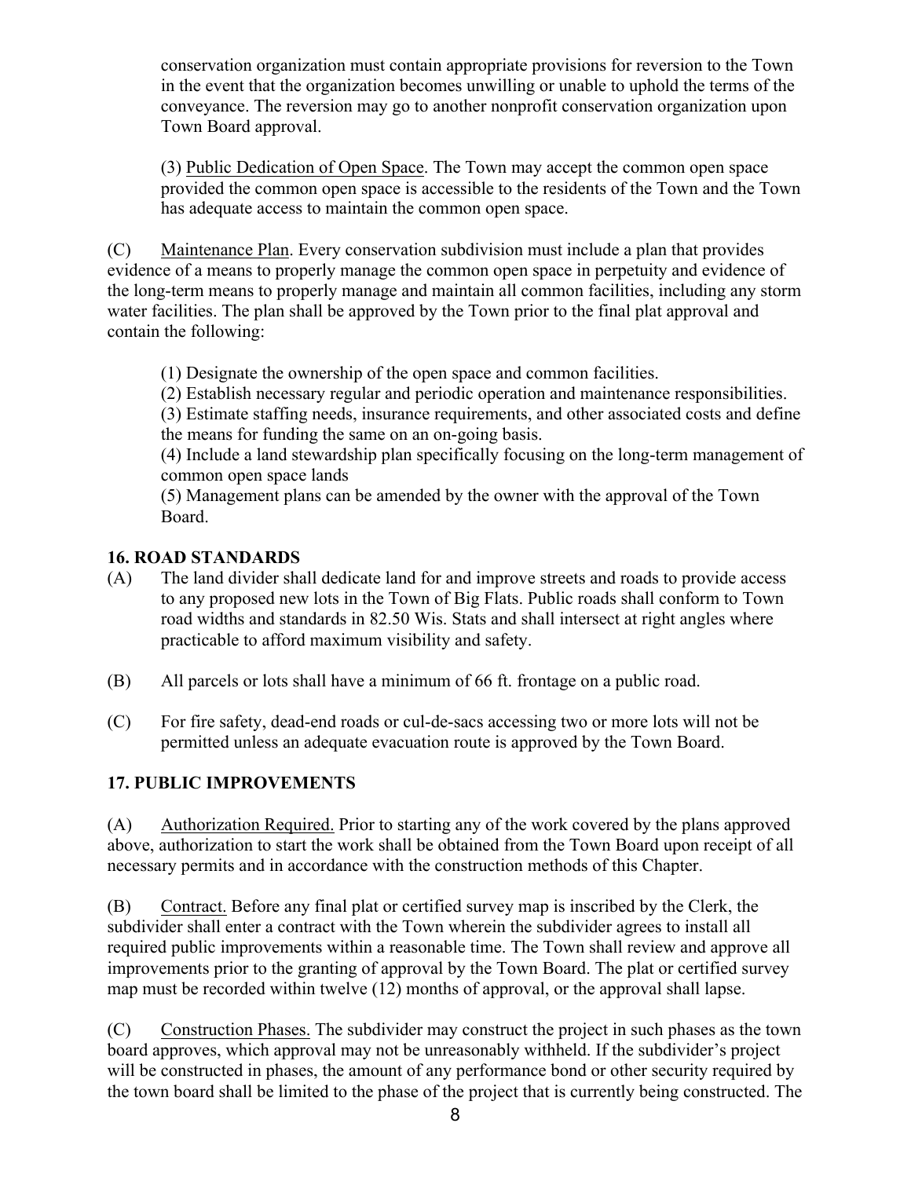conservation organization must contain appropriate provisions for reversion to the Town in the event that the organization becomes unwilling or unable to uphold the terms of the conveyance. The reversion may go to another nonprofit conservation organization upon Town Board approval.

(3) Public Dedication of Open Space. The Town may accept the common open space provided the common open space is accessible to the residents of the Town and the Town has adequate access to maintain the common open space.

(C) Maintenance Plan. Every conservation subdivision must include a plan that provides evidence of a means to properly manage the common open space in perpetuity and evidence of the long-term means to properly manage and maintain all common facilities, including any storm water facilities. The plan shall be approved by the Town prior to the final plat approval and contain the following:

(1) Designate the ownership of the open space and common facilities.
(2) Establish necessary regular and periodic operation and maintenance responsibilities.
(3) Estimate staffing needs, insurance requirements, and other associated costs and define the means for funding the same on an on-going basis.
(4) Include a land stewardship plan specifically focusing on the long-term management of common open space lands
(5) Management plans can be amended by the owner with the approval of the Town Board.

## 16. ROAD STANDARDS

(A) The land divider shall dedicate land for and improve streets and roads to provide access to any proposed new lots in the Town of Big Flats. Public roads shall conform to Town road widths and standards in 82.50 Wis. Stats and shall intersect at right angles where practicable to afford maximum visibility and safety.

(B) All parcels or lots shall have a minimum of 66 ft. frontage on a public road.

(C) For fire safety, dead-end roads or cul-de-sacs accessing two or more lots will not be permitted unless an adequate evacuation route is approved by the Town Board.

## 17. PUBLIC IMPROVEMENTS

(A) Authorization Required. Prior to starting any of the work covered by the plans approved above, authorization to start the work shall be obtained from the Town Board upon receipt of all necessary permits and in accordance with the construction methods of this Chapter.

(B) Contract. Before any final plat or certified survey map is inscribed by the Clerk, the subdivider shall enter a contract with the Town wherein the subdivider agrees to install all required public improvements within a reasonable time. The Town shall review and approve all improvements prior to the granting of approval by the Town Board. The plat or certified survey map must be recorded within twelve (12) months of approval, or the approval shall lapse.

(C) Construction Phases. The subdivider may construct the project in such phases as the town board approves, which approval may not be unreasonably withheld. If the subdivider's project will be constructed in phases, the amount of any performance bond or other security required by the town board shall be limited to the phase of the project that is currently being constructed. The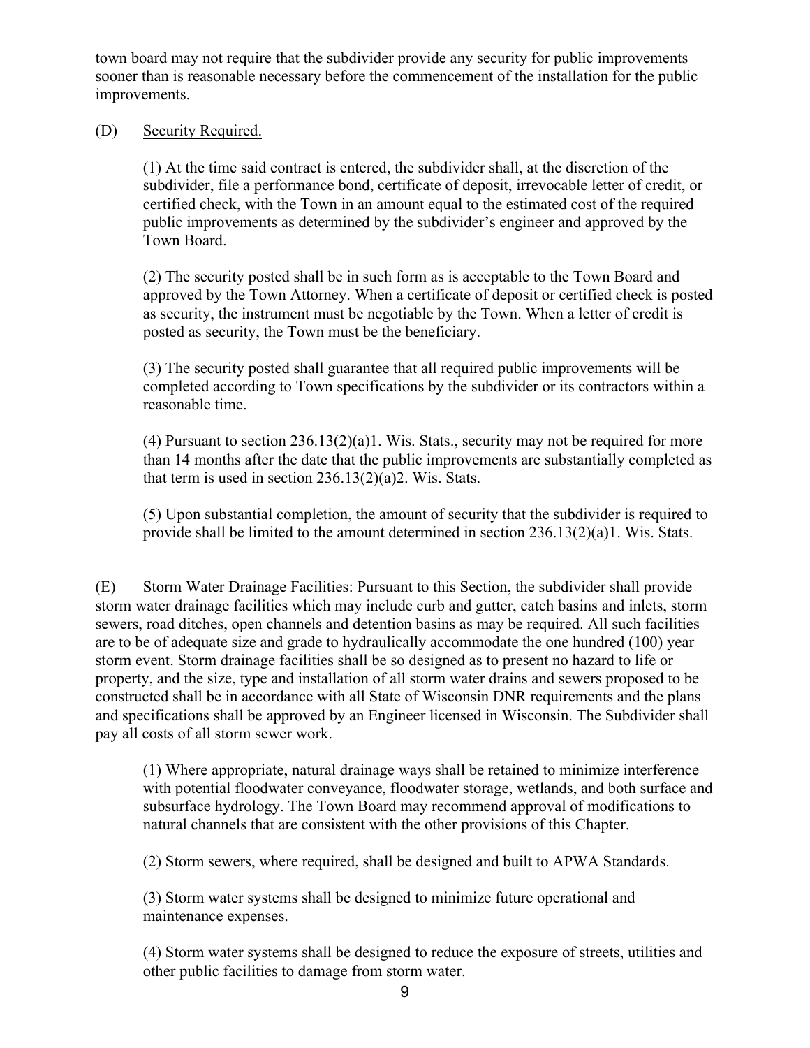town board may not require that the subdivider provide any security for public improvements sooner than is reasonable necessary before the commencement of the installation for the public improvements.

(D) Security Required.

(1) At the time said contract is entered, the subdivider shall, at the discretion of the subdivider, file a performance bond, certificate of deposit, irrevocable letter of credit, or certified check, with the Town in an amount equal to the estimated cost of the required public improvements as determined by the subdivider's engineer and approved by the Town Board.

(2) The security posted shall be in such form as is acceptable to the Town Board and approved by the Town Attorney. When a certificate of deposit or certified check is posted as security, the instrument must be negotiable by the Town. When a letter of credit is posted as security, the Town must be the beneficiary.

(3) The security posted shall guarantee that all required public improvements will be completed according to Town specifications by the subdivider or its contractors within a reasonable time.

(4) Pursuant to section 236.13(2)(a)1. Wis. Stats., security may not be required for more than 14 months after the date that the public improvements are substantially completed as that term is used in section 236.13(2)(a)2. Wis. Stats.

(5) Upon substantial completion, the amount of security that the subdivider is required to provide shall be limited to the amount determined in section 236.13(2)(a)1. Wis. Stats.

(E) Storm Water Drainage Facilities: Pursuant to this Section, the subdivider shall provide storm water drainage facilities which may include curb and gutter, catch basins and inlets, storm sewers, road ditches, open channels and detention basins as may be required. All such facilities are to be of adequate size and grade to hydraulically accommodate the one hundred (100) year storm event. Storm drainage facilities shall be so designed as to present no hazard to life or property, and the size, type and installation of all storm water drains and sewers proposed to be constructed shall be in accordance with all State of Wisconsin DNR requirements and the plans and specifications shall be approved by an Engineer licensed in Wisconsin. The Subdivider shall pay all costs of all storm sewer work.

(1) Where appropriate, natural drainage ways shall be retained to minimize interference with potential floodwater conveyance, floodwater storage, wetlands, and both surface and subsurface hydrology. The Town Board may recommend approval of modifications to natural channels that are consistent with the other provisions of this Chapter.

(2) Storm sewers, where required, shall be designed and built to APWA Standards.

(3) Storm water systems shall be designed to minimize future operational and maintenance expenses.

(4) Storm water systems shall be designed to reduce the exposure of streets, utilities and other public facilities to damage from storm water.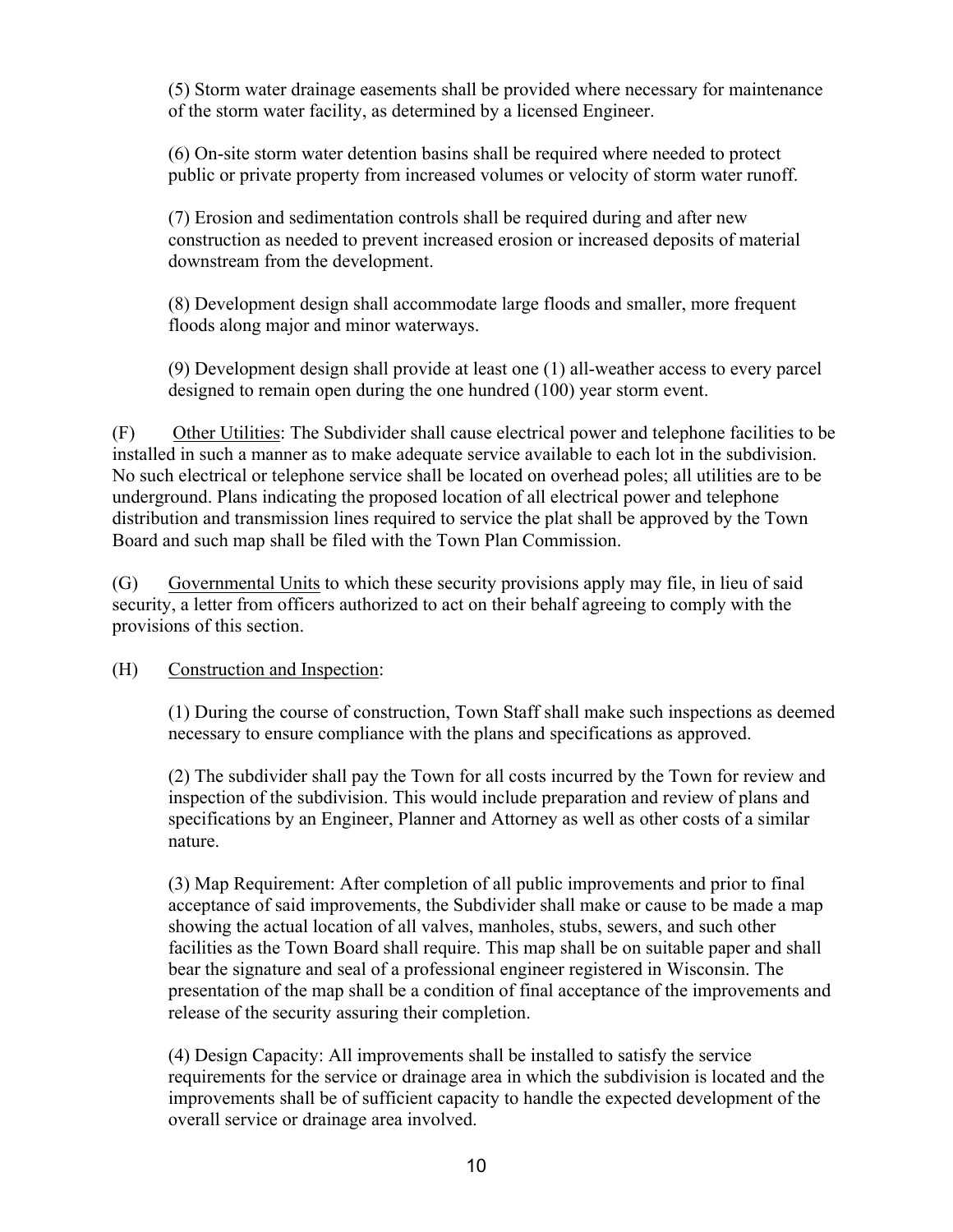(5) Storm water drainage easements shall be provided where necessary for maintenance of the storm water facility, as determined by a licensed Engineer.

(6) On-site storm water detention basins shall be required where needed to protect public or private property from increased volumes or velocity of storm water runoff.

(7) Erosion and sedimentation controls shall be required during and after new construction as needed to prevent increased erosion or increased deposits of material downstream from the development.

(8) Development design shall accommodate large floods and smaller, more frequent floods along major and minor waterways.

(9) Development design shall provide at least one (1) all-weather access to every parcel designed to remain open during the one hundred (100) year storm event.

(F) Other Utilities: The Subdivider shall cause electrical power and telephone facilities to be installed in such a manner as to make adequate service available to each lot in the subdivision. No such electrical or telephone service shall be located on overhead poles; all utilities are to be underground. Plans indicating the proposed location of all electrical power and telephone distribution and transmission lines required to service the plat shall be approved by the Town Board and such map shall be filed with the Town Plan Commission.

(G) Governmental Units to which these security provisions apply may file, in lieu of said security, a letter from officers authorized to act on their behalf agreeing to comply with the provisions of this section.

(H) Construction and Inspection:

(1) During the course of construction, Town Staff shall make such inspections as deemed necessary to ensure compliance with the plans and specifications as approved.

(2) The subdivider shall pay the Town for all costs incurred by the Town for review and inspection of the subdivision. This would include preparation and review of plans and specifications by an Engineer, Planner and Attorney as well as other costs of a similar nature.

(3) Map Requirement: After completion of all public improvements and prior to final acceptance of said improvements, the Subdivider shall make or cause to be made a map showing the actual location of all valves, manholes, stubs, sewers, and such other facilities as the Town Board shall require. This map shall be on suitable paper and shall bear the signature and seal of a professional engineer registered in Wisconsin. The presentation of the map shall be a condition of final acceptance of the improvements and release of the security assuring their completion.

(4) Design Capacity: All improvements shall be installed to satisfy the service requirements for the service or drainage area in which the subdivision is located and the improvements shall be of sufficient capacity to handle the expected development of the overall service or drainage area involved.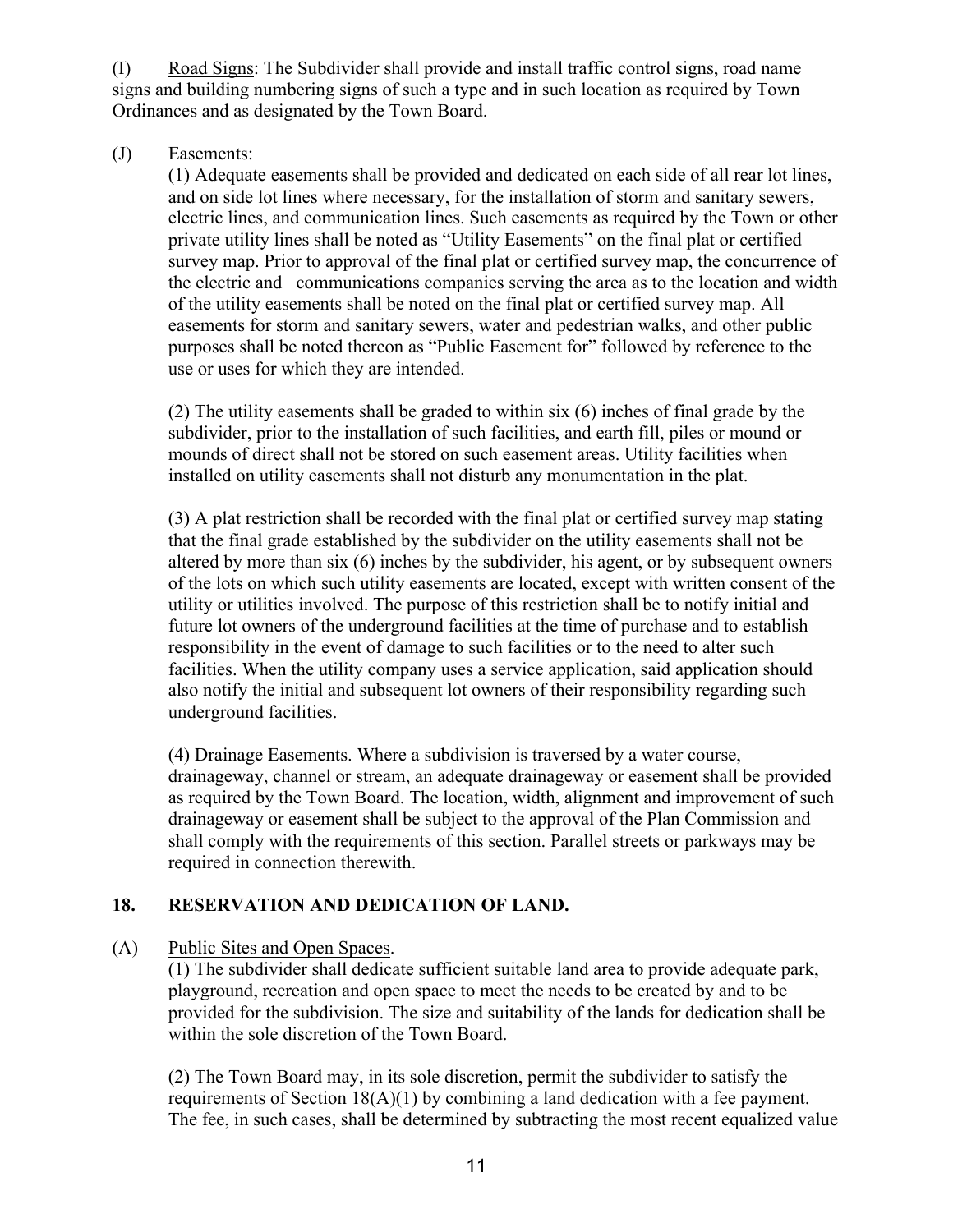(I) <u>Road Signs</u>: The Subdivider shall provide and install traffic control signs, road name signs and building numbering signs of such a type and in such location as required by Town Ordinances and as designated by the Town Board.

(J) <u>Easements:</u>

(1) Adequate easements shall be provided and dedicated on each side of all rear lot lines, and on side lot lines where necessary, for the installation of storm and sanitary sewers, electric lines, and communication lines. Such easements as required by the Town or other private utility lines shall be noted as "Utility Easements" on the final plat or certified survey map. Prior to approval of the final plat or certified survey map, the concurrence of the electric and communications companies serving the area as to the location and width of the utility easements shall be noted on the final plat or certified survey map. All easements for storm and sanitary sewers, water and pedestrian walks, and other public purposes shall be noted thereon as "Public Easement for" followed by reference to the use or uses for which they are intended.

(2) The utility easements shall be graded to within six (6) inches of final grade by the subdivider, prior to the installation of such facilities, and earth fill, piles or mound or mounds of direct shall not be stored on such easement areas. Utility facilities when installed on utility easements shall not disturb any monumentation in the plat.

(3) A plat restriction shall be recorded with the final plat or certified survey map stating that the final grade established by the subdivider on the utility easements shall not be altered by more than six (6) inches by the subdivider, his agent, or by subsequent owners of the lots on which such utility easements are located, except with written consent of the utility or utilities involved. The purpose of this restriction shall be to notify initial and future lot owners of the underground facilities at the time of purchase and to establish responsibility in the event of damage to such facilities or to the need to alter such facilities. When the utility company uses a service application, said application should also notify the initial and subsequent lot owners of their responsibility regarding such underground facilities.

(4) Drainage Easements. Where a subdivision is traversed by a water course, drainageway, channel or stream, an adequate drainageway or easement shall be provided as required by the Town Board. The location, width, alignment and improvement of such drainageway or easement shall be subject to the approval of the Plan Commission and shall comply with the requirements of this section. Parallel streets or parkways may be required in connection therewith.

## 18. RESERVATION AND DEDICATION OF LAND.

(A) <u>Public Sites and Open Spaces</u>.

(1) The subdivider shall dedicate sufficient suitable land area to provide adequate park, playground, recreation and open space to meet the needs to be created by and to be provided for the subdivision. The size and suitability of the lands for dedication shall be within the sole discretion of the Town Board.

(2) The Town Board may, in its sole discretion, permit the subdivider to satisfy the requirements of Section 18(A)(1) by combining a land dedication with a fee payment. The fee, in such cases, shall be determined by subtracting the most recent equalized value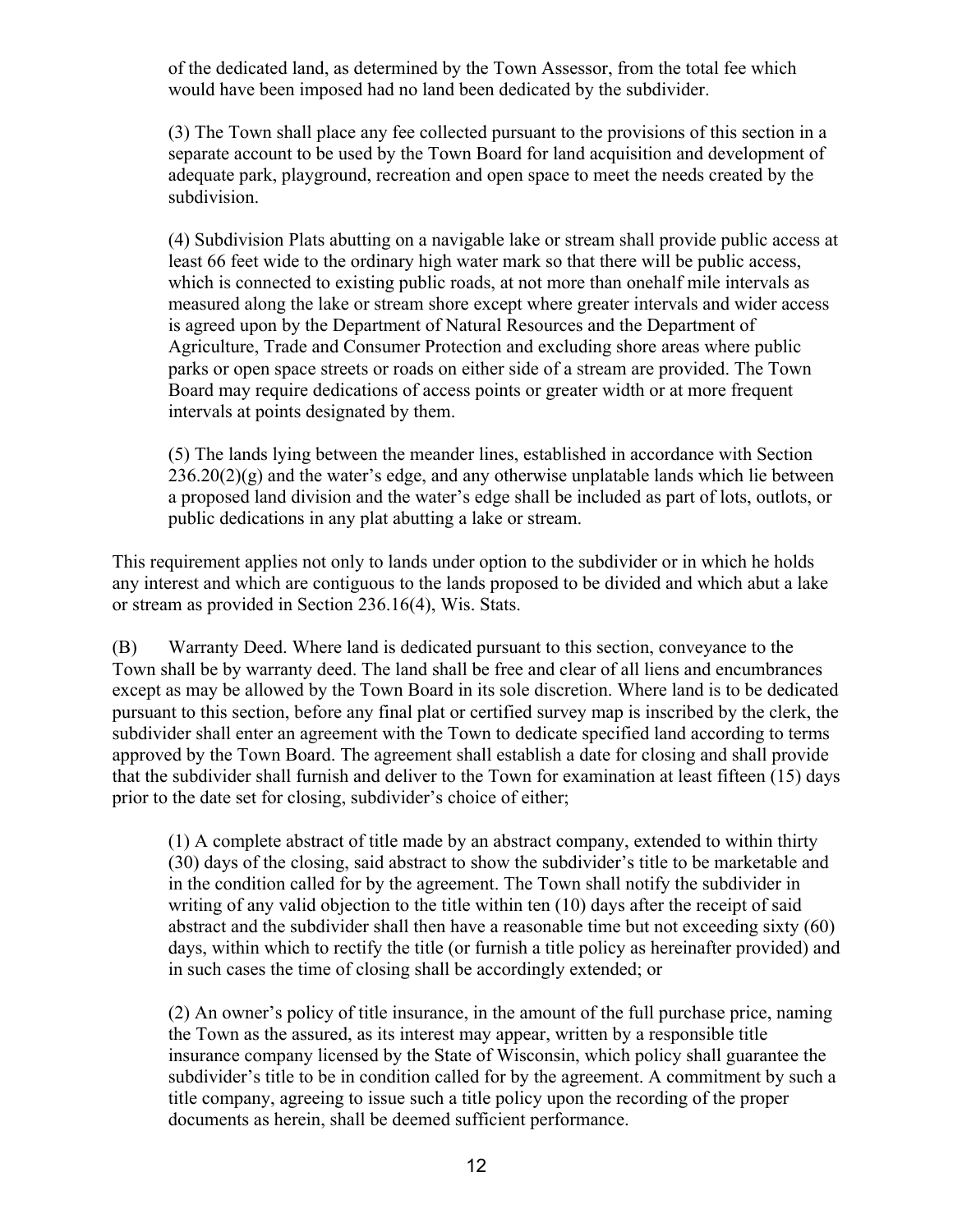of the dedicated land, as determined by the Town Assessor, from the total fee which would have been imposed had no land been dedicated by the subdivider.

(3) The Town shall place any fee collected pursuant to the provisions of this section in a separate account to be used by the Town Board for land acquisition and development of adequate park, playground, recreation and open space to meet the needs created by the subdivision.

(4) Subdivision Plats abutting on a navigable lake or stream shall provide public access at least 66 feet wide to the ordinary high water mark so that there will be public access, which is connected to existing public roads, at not more than onehalf mile intervals as measured along the lake or stream shore except where greater intervals and wider access is agreed upon by the Department of Natural Resources and the Department of Agriculture, Trade and Consumer Protection and excluding shore areas where public parks or open space streets or roads on either side of a stream are provided. The Town Board may require dedications of access points or greater width or at more frequent intervals at points designated by them.

(5) The lands lying between the meander lines, established in accordance with Section 236.20(2)(g) and the water's edge, and any otherwise unplatable lands which lie between a proposed land division and the water's edge shall be included as part of lots, outlots, or public dedications in any plat abutting a lake or stream.

This requirement applies not only to lands under option to the subdivider or in which he holds any interest and which are contiguous to the lands proposed to be divided and which abut a lake or stream as provided in Section 236.16(4), Wis. Stats.

(B) Warranty Deed. Where land is dedicated pursuant to this section, conveyance to the Town shall be by warranty deed. The land shall be free and clear of all liens and encumbrances except as may be allowed by the Town Board in its sole discretion. Where land is to be dedicated pursuant to this section, before any final plat or certified survey map is inscribed by the clerk, the subdivider shall enter an agreement with the Town to dedicate specified land according to terms approved by the Town Board. The agreement shall establish a date for closing and shall provide that the subdivider shall furnish and deliver to the Town for examination at least fifteen (15) days prior to the date set for closing, subdivider's choice of either;

(1) A complete abstract of title made by an abstract company, extended to within thirty (30) days of the closing, said abstract to show the subdivider's title to be marketable and in the condition called for by the agreement. The Town shall notify the subdivider in writing of any valid objection to the title within ten (10) days after the receipt of said abstract and the subdivider shall then have a reasonable time but not exceeding sixty (60) days, within which to rectify the title (or furnish a title policy as hereinafter provided) and in such cases the time of closing shall be accordingly extended; or

(2) An owner's policy of title insurance, in the amount of the full purchase price, naming the Town as the assured, as its interest may appear, written by a responsible title insurance company licensed by the State of Wisconsin, which policy shall guarantee the subdivider's title to be in condition called for by the agreement. A commitment by such a title company, agreeing to issue such a title policy upon the recording of the proper documents as herein, shall be deemed sufficient performance.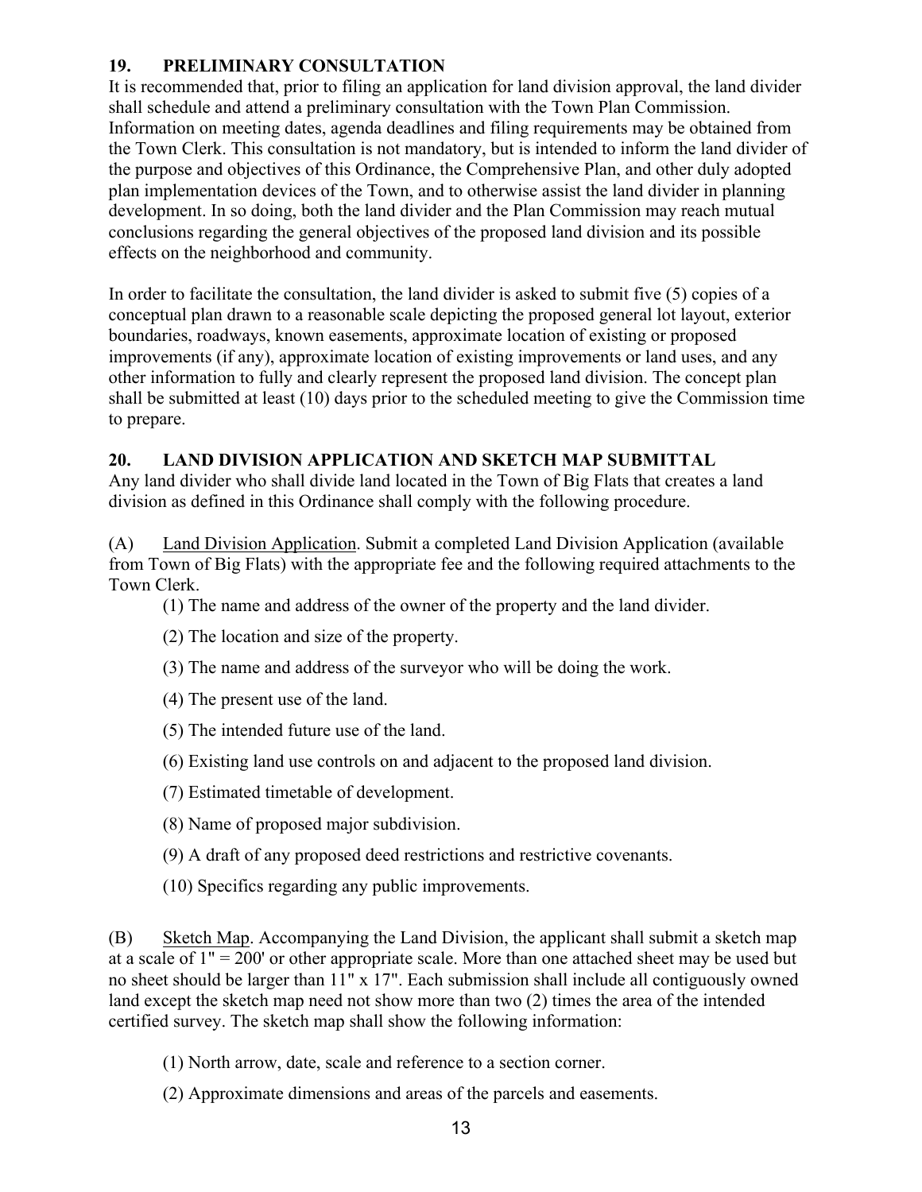## 19. PRELIMINARY CONSULTATION

It is recommended that, prior to filing an application for land division approval, the land divider shall schedule and attend a preliminary consultation with the Town Plan Commission. Information on meeting dates, agenda deadlines and filing requirements may be obtained from the Town Clerk. This consultation is not mandatory, but is intended to inform the land divider of the purpose and objectives of this Ordinance, the Comprehensive Plan, and other duly adopted plan implementation devices of the Town, and to otherwise assist the land divider in planning development. In so doing, both the land divider and the Plan Commission may reach mutual conclusions regarding the general objectives of the proposed land division and its possible effects on the neighborhood and community.

In order to facilitate the consultation, the land divider is asked to submit five (5) copies of a conceptual plan drawn to a reasonable scale depicting the proposed general lot layout, exterior boundaries, roadways, known easements, approximate location of existing or proposed improvements (if any), approximate location of existing improvements or land uses, and any other information to fully and clearly represent the proposed land division. The concept plan shall be submitted at least (10) days prior to the scheduled meeting to give the Commission time to prepare.

## 20. LAND DIVISION APPLICATION AND SKETCH MAP SUBMITTAL

Any land divider who shall divide land located in the Town of Big Flats that creates a land division as defined in this Ordinance shall comply with the following procedure.

(A) Land Division Application. Submit a completed Land Division Application (available from Town of Big Flats) with the appropriate fee and the following required attachments to the Town Clerk.

(1) The name and address of the owner of the property and the land divider.

(2) The location and size of the property.

(3) The name and address of the surveyor who will be doing the work.

(4) The present use of the land.

(5) The intended future use of the land.

(6) Existing land use controls on and adjacent to the proposed land division.

(7) Estimated timetable of development.

(8) Name of proposed major subdivision.

(9) A draft of any proposed deed restrictions and restrictive covenants.

(10) Specifics regarding any public improvements.

(B) Sketch Map. Accompanying the Land Division, the applicant shall submit a sketch map at a scale of 1" = 200' or other appropriate scale. More than one attached sheet may be used but no sheet should be larger than 11" x 17". Each submission shall include all contiguously owned land except the sketch map need not show more than two (2) times the area of the intended certified survey. The sketch map shall show the following information:

(1) North arrow, date, scale and reference to a section corner.

(2) Approximate dimensions and areas of the parcels and easements.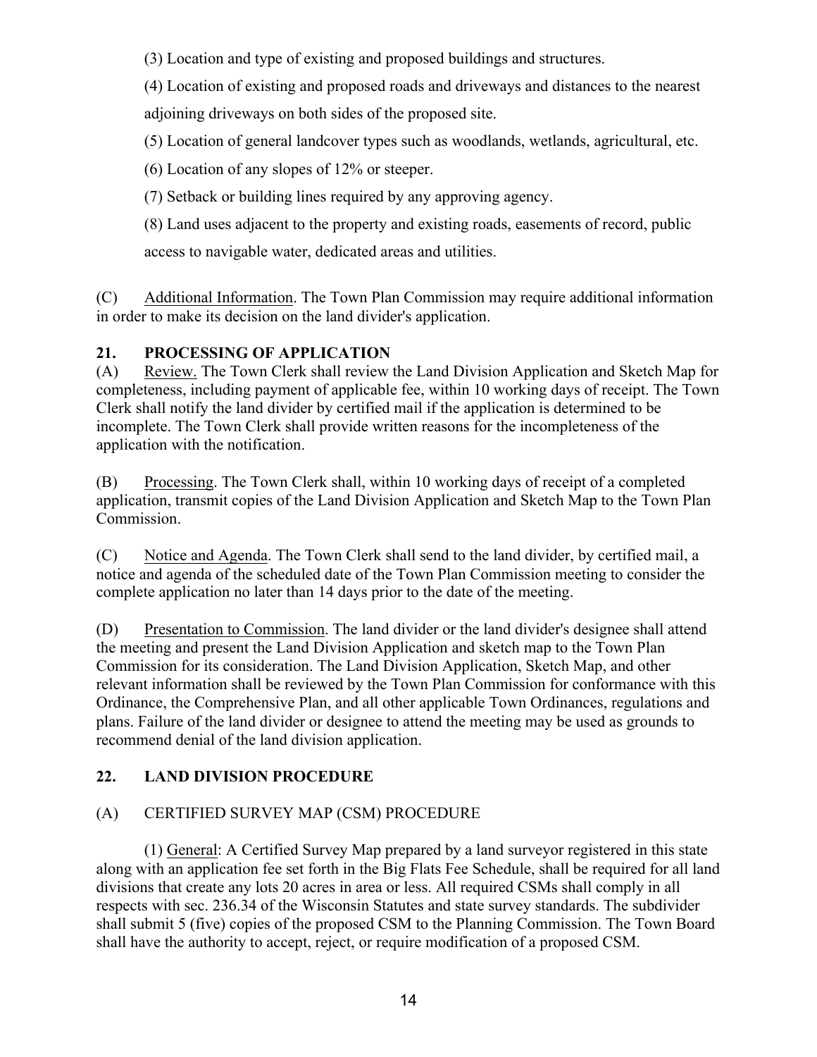(3) Location and type of existing and proposed buildings and structures.

(4) Location of existing and proposed roads and driveways and distances to the nearest adjoining driveways on both sides of the proposed site.

(5) Location of general landcover types such as woodlands, wetlands, agricultural, etc.

(6) Location of any slopes of 12% or steeper.

(7) Setback or building lines required by any approving agency.

(8) Land uses adjacent to the property and existing roads, easements of record, public access to navigable water, dedicated areas and utilities.

(C) Additional Information. The Town Plan Commission may require additional information in order to make its decision on the land divider's application.

## 21. PROCESSING OF APPLICATION

(A) Review. The Town Clerk shall review the Land Division Application and Sketch Map for completeness, including payment of applicable fee, within 10 working days of receipt. The Town Clerk shall notify the land divider by certified mail if the application is determined to be incomplete. The Town Clerk shall provide written reasons for the incompleteness of the application with the notification.

(B) Processing. The Town Clerk shall, within 10 working days of receipt of a completed application, transmit copies of the Land Division Application and Sketch Map to the Town Plan Commission.

(C) Notice and Agenda. The Town Clerk shall send to the land divider, by certified mail, a notice and agenda of the scheduled date of the Town Plan Commission meeting to consider the complete application no later than 14 days prior to the date of the meeting.

(D) Presentation to Commission. The land divider or the land divider's designee shall attend the meeting and present the Land Division Application and sketch map to the Town Plan Commission for its consideration. The Land Division Application, Sketch Map, and other relevant information shall be reviewed by the Town Plan Commission for conformance with this Ordinance, the Comprehensive Plan, and all other applicable Town Ordinances, regulations and plans. Failure of the land divider or designee to attend the meeting may be used as grounds to recommend denial of the land division application.

## 22. LAND DIVISION PROCEDURE

(A) CERTIFIED SURVEY MAP (CSM) PROCEDURE

(1) General: A Certified Survey Map prepared by a land surveyor registered in this state along with an application fee set forth in the Big Flats Fee Schedule, shall be required for all land divisions that create any lots 20 acres in area or less. All required CSMs shall comply in all respects with sec. 236.34 of the Wisconsin Statutes and state survey standards. The subdivider shall submit 5 (five) copies of the proposed CSM to the Planning Commission. The Town Board shall have the authority to accept, reject, or require modification of a proposed CSM.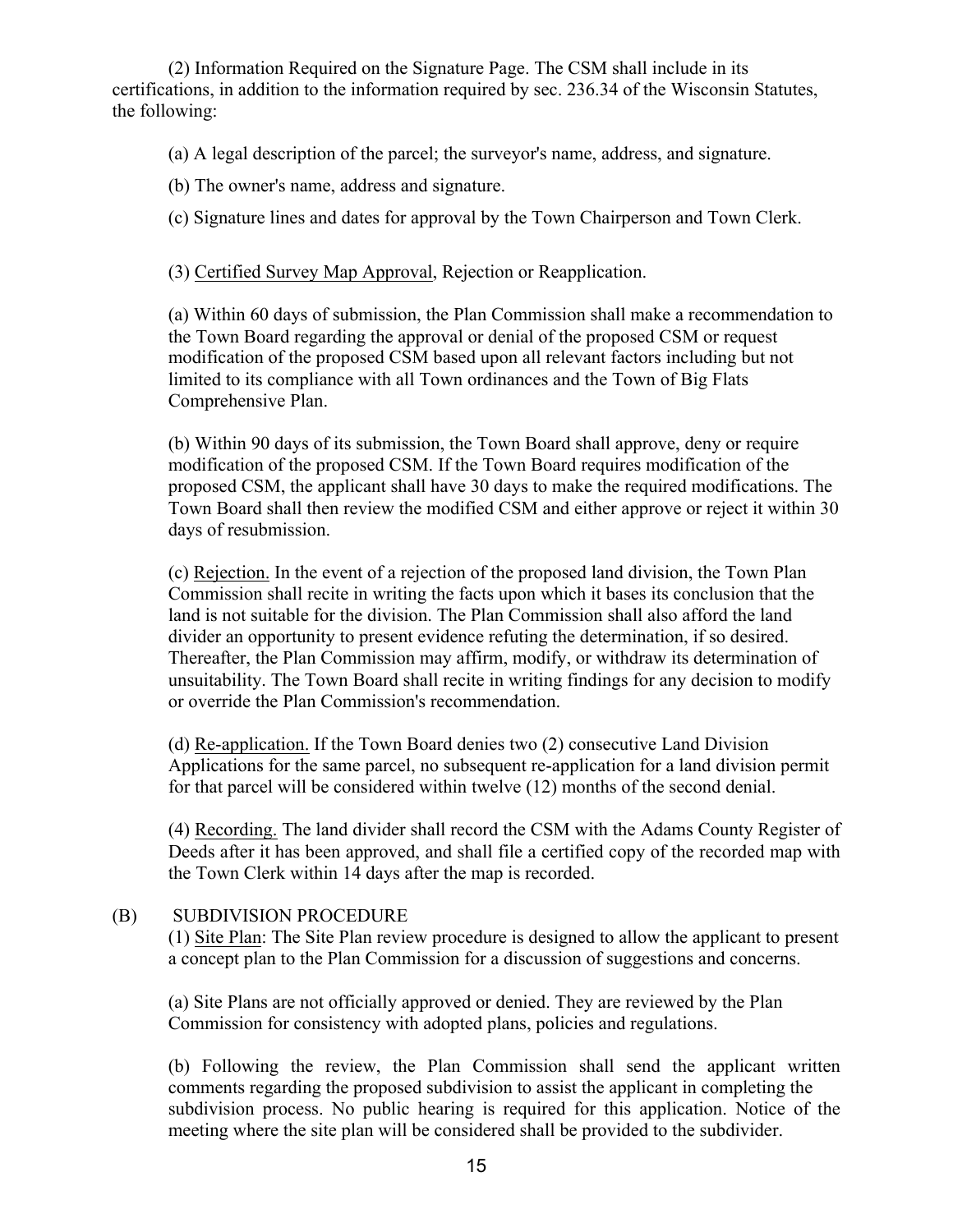(2) Information Required on the Signature Page. The CSM shall include in its certifications, in addition to the information required by sec. 236.34 of the Wisconsin Statutes, the following:

(a) A legal description of the parcel; the surveyor's name, address, and signature.

(b) The owner's name, address and signature.

(c) Signature lines and dates for approval by the Town Chairperson and Town Clerk.

(3) Certified Survey Map Approval, Rejection or Reapplication.

(a) Within 60 days of submission, the Plan Commission shall make a recommendation to the Town Board regarding the approval or denial of the proposed CSM or request modification of the proposed CSM based upon all relevant factors including but not limited to its compliance with all Town ordinances and the Town of Big Flats Comprehensive Plan.

(b) Within 90 days of its submission, the Town Board shall approve, deny or require modification of the proposed CSM. If the Town Board requires modification of the proposed CSM, the applicant shall have 30 days to make the required modifications. The Town Board shall then review the modified CSM and either approve or reject it within 30 days of resubmission.

(c) Rejection. In the event of a rejection of the proposed land division, the Town Plan Commission shall recite in writing the facts upon which it bases its conclusion that the land is not suitable for the division. The Plan Commission shall also afford the land divider an opportunity to present evidence refuting the determination, if so desired. Thereafter, the Plan Commission may affirm, modify, or withdraw its determination of unsuitability. The Town Board shall recite in writing findings for any decision to modify or override the Plan Commission's recommendation.

(d) Re-application. If the Town Board denies two (2) consecutive Land Division Applications for the same parcel, no subsequent re-application for a land division permit for that parcel will be considered within twelve (12) months of the second denial.

(4) Recording. The land divider shall record the CSM with the Adams County Register of Deeds after it has been approved, and shall file a certified copy of the recorded map with the Town Clerk within 14 days after the map is recorded.

(B) SUBDIVISION PROCEDURE

(1) Site Plan: The Site Plan review procedure is designed to allow the applicant to present a concept plan to the Plan Commission for a discussion of suggestions and concerns.

(a) Site Plans are not officially approved or denied. They are reviewed by the Plan Commission for consistency with adopted plans, policies and regulations.

(b) Following the review, the Plan Commission shall send the applicant written comments regarding the proposed subdivision to assist the applicant in completing the subdivision process. No public hearing is required for this application. Notice of the meeting where the site plan will be considered shall be provided to the subdivider.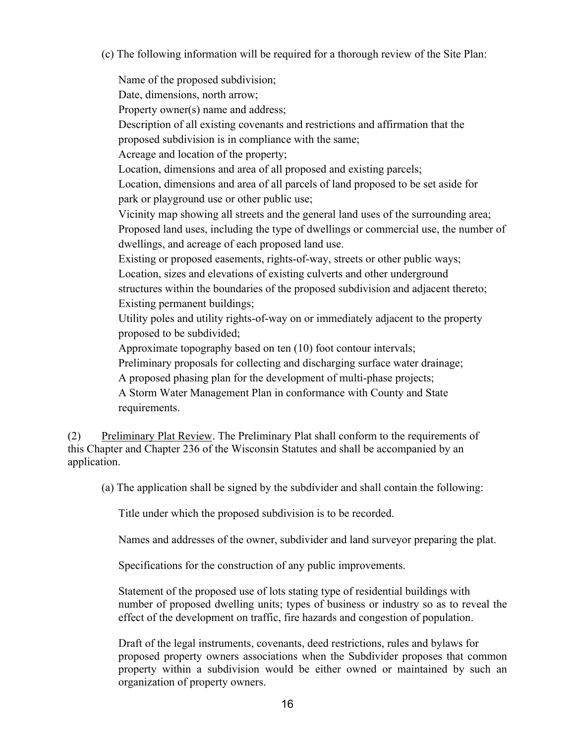(c) The following information will be required for a thorough review of the Site Plan:

Name of the proposed subdivision;
Date, dimensions, north arrow;
Property owner(s) name and address;
Description of all existing covenants and restrictions and affirmation that the proposed subdivision is in compliance with the same;
Acreage and location of the property;
Location, dimensions and area of all proposed and existing parcels;
Location, dimensions and area of all parcels of land proposed to be set aside for park or playground use or other public use;
Vicinity map showing all streets and the general land uses of the surrounding area;
Proposed land uses, including the type of dwellings or commercial use, the number of dwellings, and acreage of each proposed land use.
Existing or proposed easements, rights-of-way, streets or other public ways;
Location, sizes and elevations of existing culverts and other underground structures within the boundaries of the proposed subdivision and adjacent thereto;
Existing permanent buildings;
Utility poles and utility rights-of-way on or immediately adjacent to the property proposed to be subdivided;
Approximate topography based on ten (10) foot contour intervals;
Preliminary proposals for collecting and discharging surface water drainage;
A proposed phasing plan for the development of multi-phase projects;
A Storm Water Management Plan in conformance with County and State requirements.

(2) Preliminary Plat Review. The Preliminary Plat shall conform to the requirements of this Chapter and Chapter 236 of the Wisconsin Statutes and shall be accompanied by an application.

(a) The application shall be signed by the subdivider and shall contain the following:

Title under which the proposed subdivision is to be recorded.

Names and addresses of the owner, subdivider and land surveyor preparing the plat.

Specifications for the construction of any public improvements.

Statement of the proposed use of lots stating type of residential buildings with number of proposed dwelling units; types of business or industry so as to reveal the effect of the development on traffic, fire hazards and congestion of population.

Draft of the legal instruments, covenants, deed restrictions, rules and bylaws for proposed property owners associations when the Subdivider proposes that common property within a subdivision would be either owned or maintained by such an organization of property owners.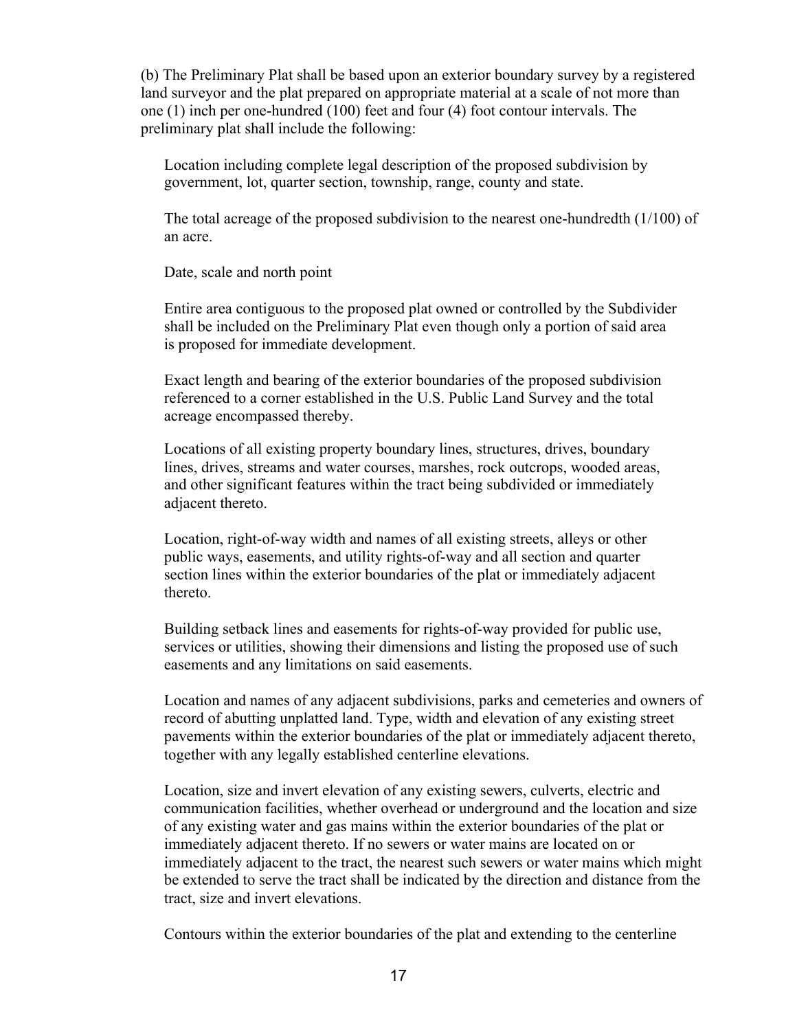(b) The Preliminary Plat shall be based upon an exterior boundary survey by a registered land surveyor and the plat prepared on appropriate material at a scale of not more than one (1) inch per one-hundred (100) feet and four (4) foot contour intervals. The preliminary plat shall include the following:

Location including complete legal description of the proposed subdivision by government, lot, quarter section, township, range, county and state.

The total acreage of the proposed subdivision to the nearest one-hundredth (1/100) of an acre.

Date, scale and north point

Entire area contiguous to the proposed plat owned or controlled by the Subdivider shall be included on the Preliminary Plat even though only a portion of said area is proposed for immediate development.

Exact length and bearing of the exterior boundaries of the proposed subdivision referenced to a corner established in the U.S. Public Land Survey and the total acreage encompassed thereby.

Locations of all existing property boundary lines, structures, drives, boundary lines, drives, streams and water courses, marshes, rock outcrops, wooded areas, and other significant features within the tract being subdivided or immediately adjacent thereto.

Location, right-of-way width and names of all existing streets, alleys or other public ways, easements, and utility rights-of-way and all section and quarter section lines within the exterior boundaries of the plat or immediately adjacent thereto.

Building setback lines and easements for rights-of-way provided for public use, services or utilities, showing their dimensions and listing the proposed use of such easements and any limitations on said easements.

Location and names of any adjacent subdivisions, parks and cemeteries and owners of record of abutting unplatted land. Type, width and elevation of any existing street pavements within the exterior boundaries of the plat or immediately adjacent thereto, together with any legally established centerline elevations.

Location, size and invert elevation of any existing sewers, culverts, electric and communication facilities, whether overhead or underground and the location and size of any existing water and gas mains within the exterior boundaries of the plat or immediately adjacent thereto. If no sewers or water mains are located on or immediately adjacent to the tract, the nearest such sewers or water mains which might be extended to serve the tract shall be indicated by the direction and distance from the tract, size and invert elevations.

Contours within the exterior boundaries of the plat and extending to the centerline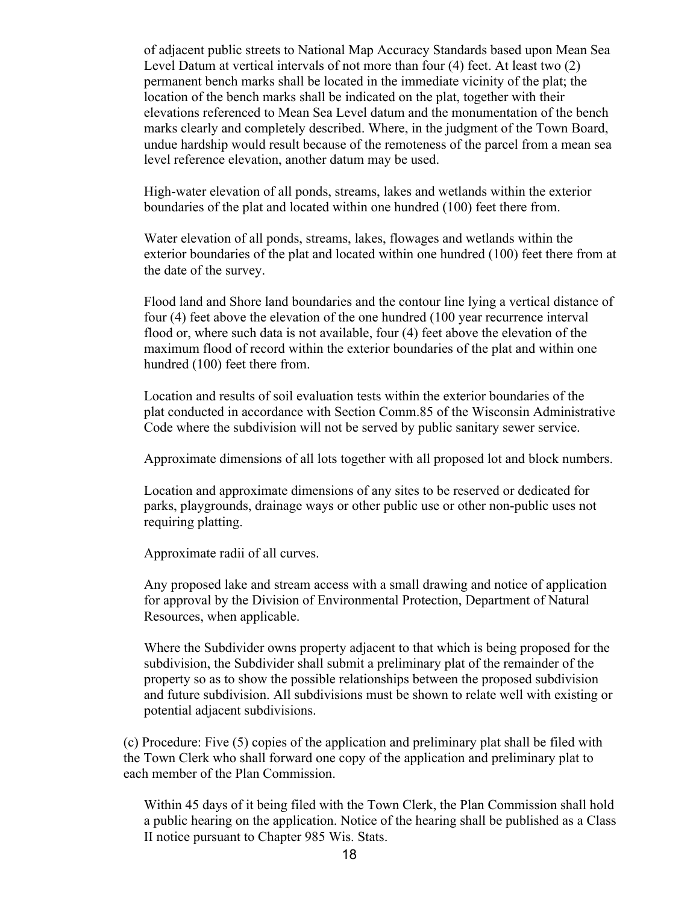of adjacent public streets to National Map Accuracy Standards based upon Mean Sea Level Datum at vertical intervals of not more than four (4) feet. At least two (2) permanent bench marks shall be located in the immediate vicinity of the plat; the location of the bench marks shall be indicated on the plat, together with their elevations referenced to Mean Sea Level datum and the monumentation of the bench marks clearly and completely described. Where, in the judgment of the Town Board, undue hardship would result because of the remoteness of the parcel from a mean sea level reference elevation, another datum may be used.

High-water elevation of all ponds, streams, lakes and wetlands within the exterior boundaries of the plat and located within one hundred (100) feet there from.

Water elevation of all ponds, streams, lakes, flowages and wetlands within the exterior boundaries of the plat and located within one hundred (100) feet there from at the date of the survey.

Flood land and Shore land boundaries and the contour line lying a vertical distance of four (4) feet above the elevation of the one hundred (100 year recurrence interval flood or, where such data is not available, four (4) feet above the elevation of the maximum flood of record within the exterior boundaries of the plat and within one hundred (100) feet there from.

Location and results of soil evaluation tests within the exterior boundaries of the plat conducted in accordance with Section Comm.85 of the Wisconsin Administrative Code where the subdivision will not be served by public sanitary sewer service.

Approximate dimensions of all lots together with all proposed lot and block numbers.

Location and approximate dimensions of any sites to be reserved or dedicated for parks, playgrounds, drainage ways or other public use or other non-public uses not requiring platting.

Approximate radii of all curves.

Any proposed lake and stream access with a small drawing and notice of application for approval by the Division of Environmental Protection, Department of Natural Resources, when applicable.

Where the Subdivider owns property adjacent to that which is being proposed for the subdivision, the Subdivider shall submit a preliminary plat of the remainder of the property so as to show the possible relationships between the proposed subdivision and future subdivision. All subdivisions must be shown to relate well with existing or potential adjacent subdivisions.

(c) Procedure: Five (5) copies of the application and preliminary plat shall be filed with the Town Clerk who shall forward one copy of the application and preliminary plat to each member of the Plan Commission.

Within 45 days of it being filed with the Town Clerk, the Plan Commission shall hold a public hearing on the application. Notice of the hearing shall be published as a Class II notice pursuant to Chapter 985 Wis. Stats.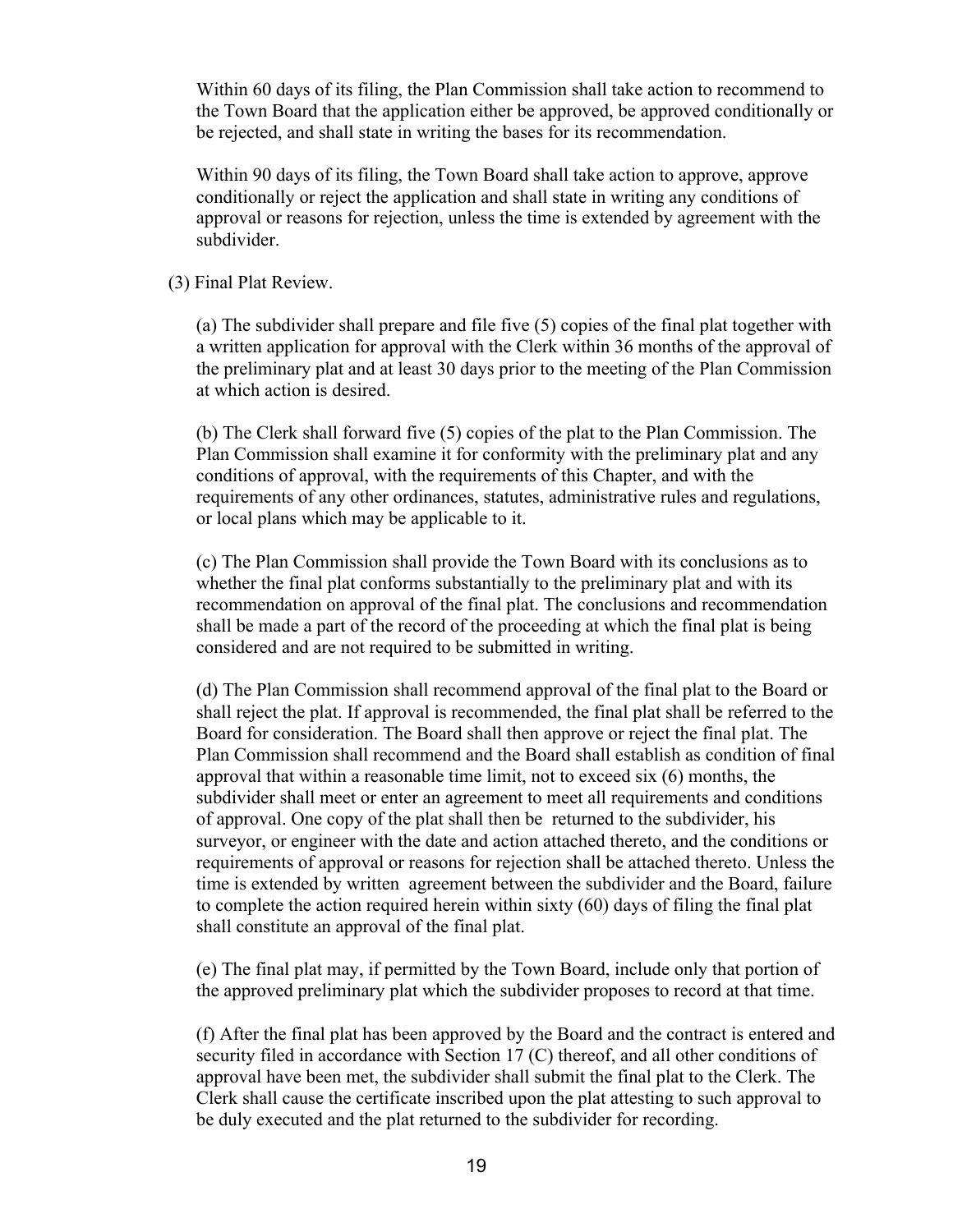Within 60 days of its filing, the Plan Commission shall take action to recommend to the Town Board that the application either be approved, be approved conditionally or be rejected, and shall state in writing the bases for its recommendation.

Within 90 days of its filing, the Town Board shall take action to approve, approve conditionally or reject the application and shall state in writing any conditions of approval or reasons for rejection, unless the time is extended by agreement with the subdivider.

(3) Final Plat Review.

(a) The subdivider shall prepare and file five (5) copies of the final plat together with a written application for approval with the Clerk within 36 months of the approval of the preliminary plat and at least 30 days prior to the meeting of the Plan Commission at which action is desired.

(b) The Clerk shall forward five (5) copies of the plat to the Plan Commission. The Plan Commission shall examine it for conformity with the preliminary plat and any conditions of approval, with the requirements of this Chapter, and with the requirements of any other ordinances, statutes, administrative rules and regulations, or local plans which may be applicable to it.

(c) The Plan Commission shall provide the Town Board with its conclusions as to whether the final plat conforms substantially to the preliminary plat and with its recommendation on approval of the final plat. The conclusions and recommendation shall be made a part of the record of the proceeding at which the final plat is being considered and are not required to be submitted in writing.

(d) The Plan Commission shall recommend approval of the final plat to the Board or shall reject the plat. If approval is recommended, the final plat shall be referred to the Board for consideration. The Board shall then approve or reject the final plat. The Plan Commission shall recommend and the Board shall establish as condition of final approval that within a reasonable time limit, not to exceed six (6) months, the subdivider shall meet or enter an agreement to meet all requirements and conditions of approval. One copy of the plat shall then be returned to the subdivider, his surveyor, or engineer with the date and action attached thereto, and the conditions or requirements of approval or reasons for rejection shall be attached thereto. Unless the time is extended by written agreement between the subdivider and the Board, failure to complete the action required herein within sixty (60) days of filing the final plat shall constitute an approval of the final plat.

(e) The final plat may, if permitted by the Town Board, include only that portion of the approved preliminary plat which the subdivider proposes to record at that time.

(f) After the final plat has been approved by the Board and the contract is entered and security filed in accordance with Section 17 (C) thereof, and all other conditions of approval have been met, the subdivider shall submit the final plat to the Clerk. The Clerk shall cause the certificate inscribed upon the plat attesting to such approval to be duly executed and the plat returned to the subdivider for recording.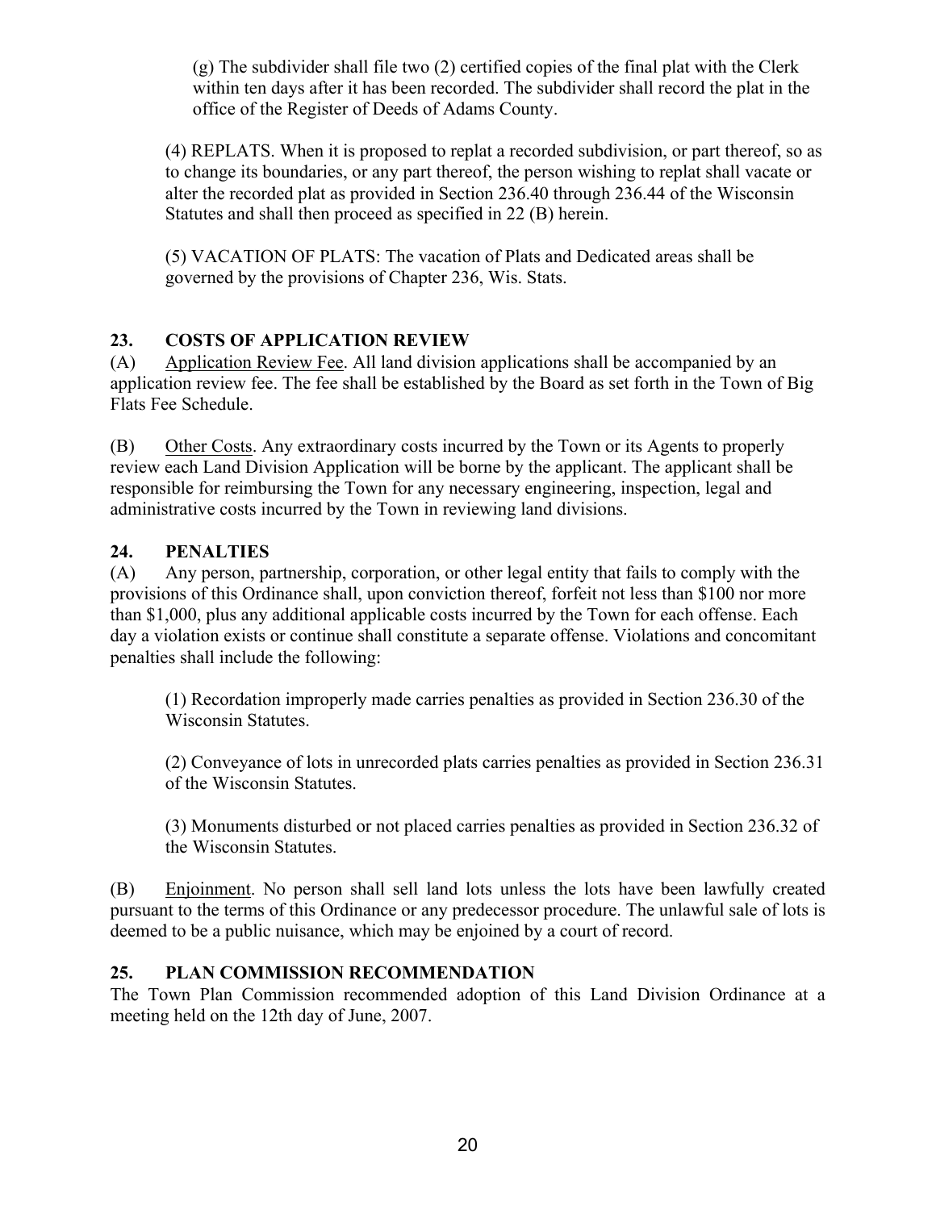(g) The subdivider shall file two (2) certified copies of the final plat with the Clerk within ten days after it has been recorded. The subdivider shall record the plat in the office of the Register of Deeds of Adams County.

(4) REPLATS. When it is proposed to replat a recorded subdivision, or part thereof, so as to change its boundaries, or any part thereof, the person wishing to replat shall vacate or alter the recorded plat as provided in Section 236.40 through 236.44 of the Wisconsin Statutes and shall then proceed as specified in 22 (B) herein.

(5) VACATION OF PLATS: The vacation of Plats and Dedicated areas shall be governed by the provisions of Chapter 236, Wis. Stats.

## 23. COSTS OF APPLICATION REVIEW

(A) Application Review Fee. All land division applications shall be accompanied by an application review fee. The fee shall be established by the Board as set forth in the Town of Big Flats Fee Schedule.

(B) Other Costs. Any extraordinary costs incurred by the Town or its Agents to properly review each Land Division Application will be borne by the applicant. The applicant shall be responsible for reimbursing the Town for any necessary engineering, inspection, legal and administrative costs incurred by the Town in reviewing land divisions.

## 24. PENALTIES

(A) Any person, partnership, corporation, or other legal entity that fails to comply with the provisions of this Ordinance shall, upon conviction thereof, forfeit not less than $100 nor more than $1,000, plus any additional applicable costs incurred by the Town for each offense. Each day a violation exists or continue shall constitute a separate offense. Violations and concomitant penalties shall include the following:

(1) Recordation improperly made carries penalties as provided in Section 236.30 of the Wisconsin Statutes.

(2) Conveyance of lots in unrecorded plats carries penalties as provided in Section 236.31 of the Wisconsin Statutes.

(3) Monuments disturbed or not placed carries penalties as provided in Section 236.32 of the Wisconsin Statutes.

(B) Enjoinment. No person shall sell land lots unless the lots have been lawfully created pursuant to the terms of this Ordinance or any predecessor procedure. The unlawful sale of lots is deemed to be a public nuisance, which may be enjoined by a court of record.

## 25. PLAN COMMISSION RECOMMENDATION

The Town Plan Commission recommended adoption of this Land Division Ordinance at a meeting held on the 12th day of June, 2007.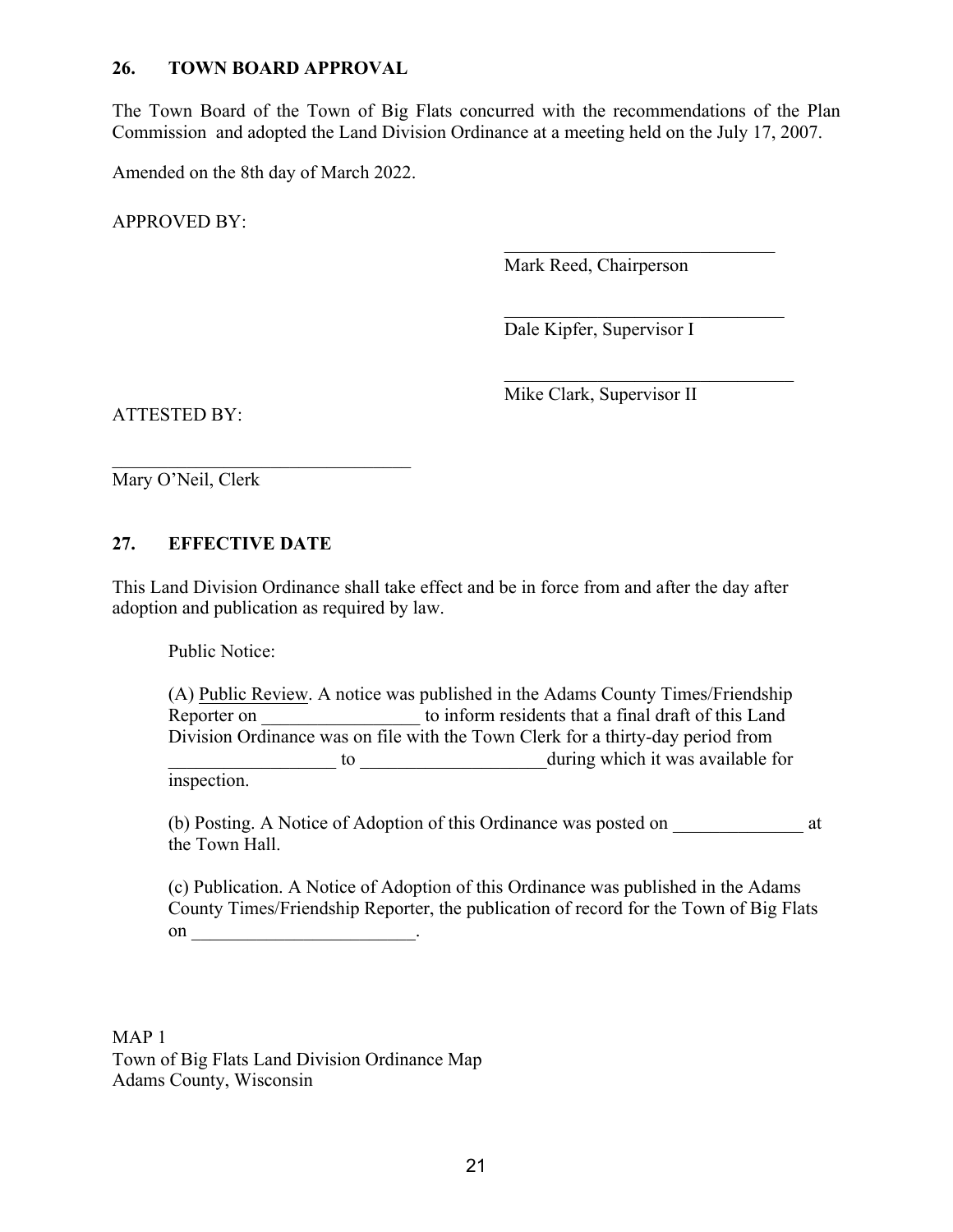## 26. TOWN BOARD APPROVAL

The Town Board of the Town of Big Flats concurred with the recommendations of the Plan Commission and adopted the Land Division Ordinance at a meeting held on the July 17, 2007.

Amended on the 8th day of March 2022.

APPROVED BY:

______________________________
Mark Reed, Chairperson

______________________________
Dale Kipfer, Supervisor I

______________________________
Mike Clark, Supervisor II

ATTESTED BY:

______________________________
Mary O'Neil, Clerk

## 27. EFFECTIVE DATE

This Land Division Ordinance shall take effect and be in force from and after the day after adoption and publication as required by law.

Public Notice:

(A) Public Review. A notice was published in the Adams County Times/Friendship Reporter on _________________ to inform residents that a final draft of this Land Division Ordinance was on file with the Town Clerk for a thirty-day period from _________________ to ___________________during which it was available for inspection.

(b) Posting. A Notice of Adoption of this Ordinance was posted on ______________ at the Town Hall.

(c) Publication. A Notice of Adoption of this Ordinance was published in the Adams County Times/Friendship Reporter, the publication of record for the Town of Big Flats on ________________________.

MAP 1
Town of Big Flats Land Division Ordinance Map
Adams County, Wisconsin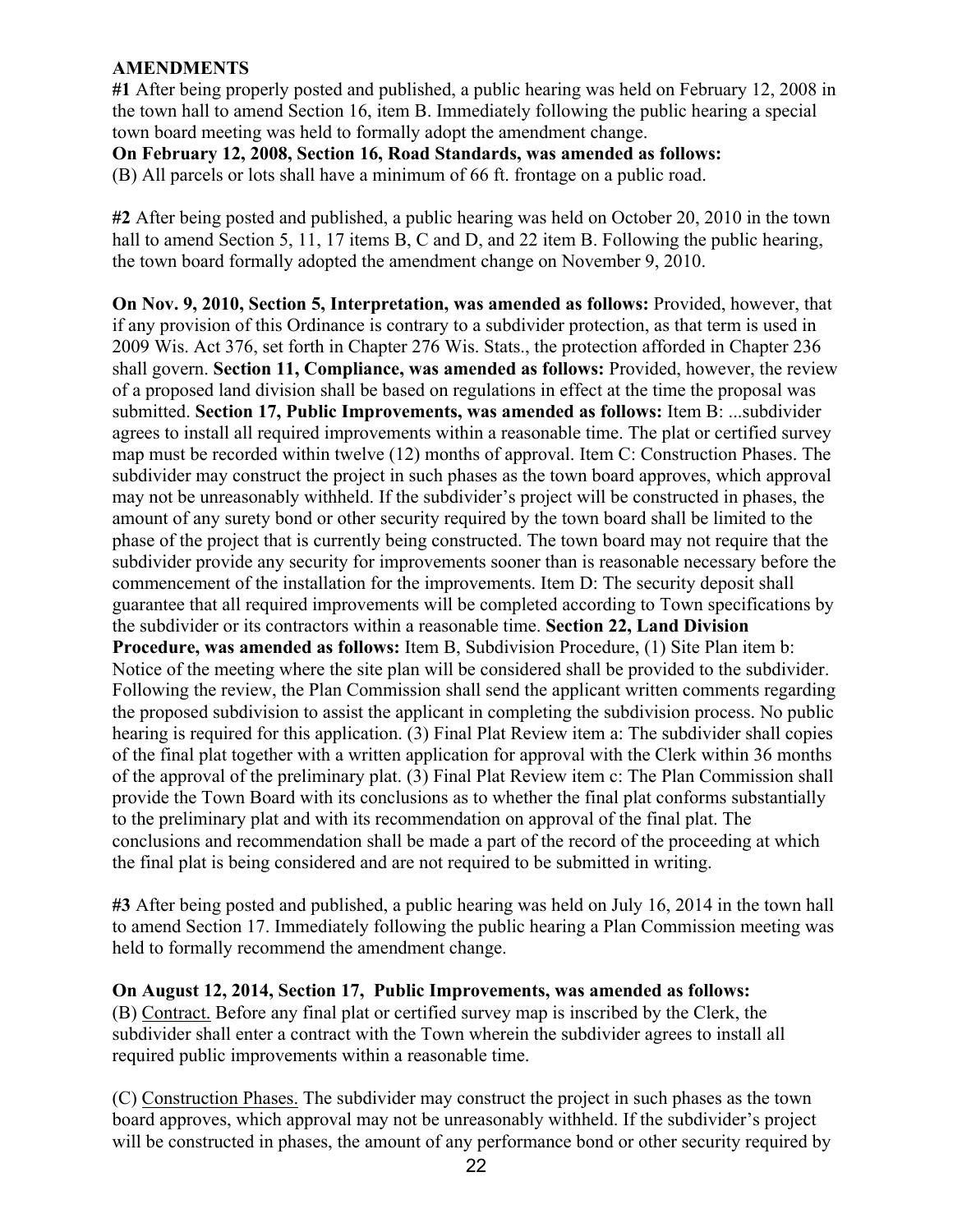**AMENDMENTS**

**#1** After being properly posted and published, a public hearing was held on February 12, 2008 in the town hall to amend Section 16, item B. Immediately following the public hearing a special town board meeting was held to formally adopt the amendment change.

**On February 12, 2008, Section 16, Road Standards, was amended as follows:**
(B) All parcels or lots shall have a minimum of 66 ft. frontage on a public road.

**#2** After being posted and published, a public hearing was held on October 20, 2010 in the town hall to amend Section 5, 11, 17 items B, C and D, and 22 item B. Following the public hearing, the town board formally adopted the amendment change on November 9, 2010.

**On Nov. 9, 2010, Section 5, Interpretation, was amended as follows:** Provided, however, that if any provision of this Ordinance is contrary to a subdivider protection, as that term is used in 2009 Wis. Act 376, set forth in Chapter 276 Wis. Stats., the protection afforded in Chapter 236 shall govern. **Section 11, Compliance, was amended as follows:** Provided, however, the review of a proposed land division shall be based on regulations in effect at the time the proposal was submitted. **Section 17, Public Improvements, was amended as follows:** Item B: ...subdivider agrees to install all required improvements within a reasonable time. The plat or certified survey map must be recorded within twelve (12) months of approval. Item C: Construction Phases. The subdivider may construct the project in such phases as the town board approves, which approval may not be unreasonably withheld. If the subdivider's project will be constructed in phases, the amount of any surety bond or other security required by the town board shall be limited to the phase of the project that is currently being constructed. The town board may not require that the subdivider provide any security for improvements sooner than is reasonable necessary before the commencement of the installation for the improvements. Item D: The security deposit shall guarantee that all required improvements will be completed according to Town specifications by the subdivider or its contractors within a reasonable time. **Section 22, Land Division Procedure, was amended as follows:** Item B, Subdivision Procedure, (1) Site Plan item b: Notice of the meeting where the site plan will be considered shall be provided to the subdivider. Following the review, the Plan Commission shall send the applicant written comments regarding the proposed subdivision to assist the applicant in completing the subdivision process. No public hearing is required for this application. (3) Final Plat Review item a: The subdivider shall copies of the final plat together with a written application for approval with the Clerk within 36 months of the approval of the preliminary plat. (3) Final Plat Review item c: The Plan Commission shall provide the Town Board with its conclusions as to whether the final plat conforms substantially to the preliminary plat and with its recommendation on approval of the final plat. The conclusions and recommendation shall be made a part of the record of the proceeding at which the final plat is being considered and are not required to be submitted in writing.

**#3** After being posted and published, a public hearing was held on July 16, 2014 in the town hall to amend Section 17. Immediately following the public hearing a Plan Commission meeting was held to formally recommend the amendment change.

**On August 12, 2014, Section 17, Public Improvements, was amended as follows:**
(B) Contract. Before any final plat or certified survey map is inscribed by the Clerk, the subdivider shall enter a contract with the Town wherein the subdivider agrees to install all required public improvements within a reasonable time.

(C) Construction Phases. The subdivider may construct the project in such phases as the town board approves, which approval may not be unreasonably withheld. If the subdivider's project will be constructed in phases, the amount of any performance bond or other security required by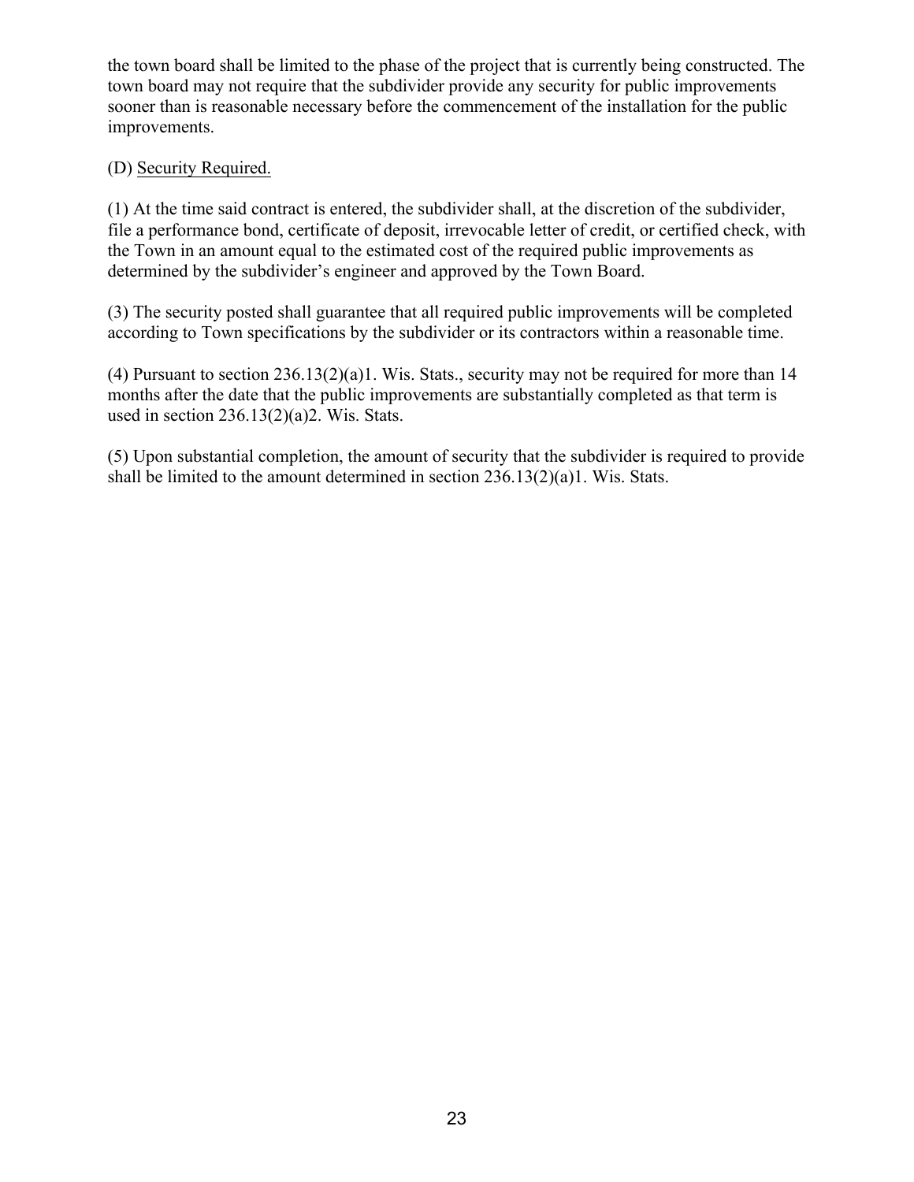the town board shall be limited to the phase of the project that is currently being constructed. The town board may not require that the subdivider provide any security for public improvements sooner than is reasonable necessary before the commencement of the installation for the public improvements.

(D) Security Required.

(1) At the time said contract is entered, the subdivider shall, at the discretion of the subdivider, file a performance bond, certificate of deposit, irrevocable letter of credit, or certified check, with the Town in an amount equal to the estimated cost of the required public improvements as determined by the subdivider's engineer and approved by the Town Board.

(3) The security posted shall guarantee that all required public improvements will be completed according to Town specifications by the subdivider or its contractors within a reasonable time.

(4) Pursuant to section 236.13(2)(a)1. Wis. Stats., security may not be required for more than 14 months after the date that the public improvements are substantially completed as that term is used in section 236.13(2)(a)2. Wis. Stats.

(5) Upon substantial completion, the amount of security that the subdivider is required to provide shall be limited to the amount determined in section 236.13(2)(a)1. Wis. Stats.